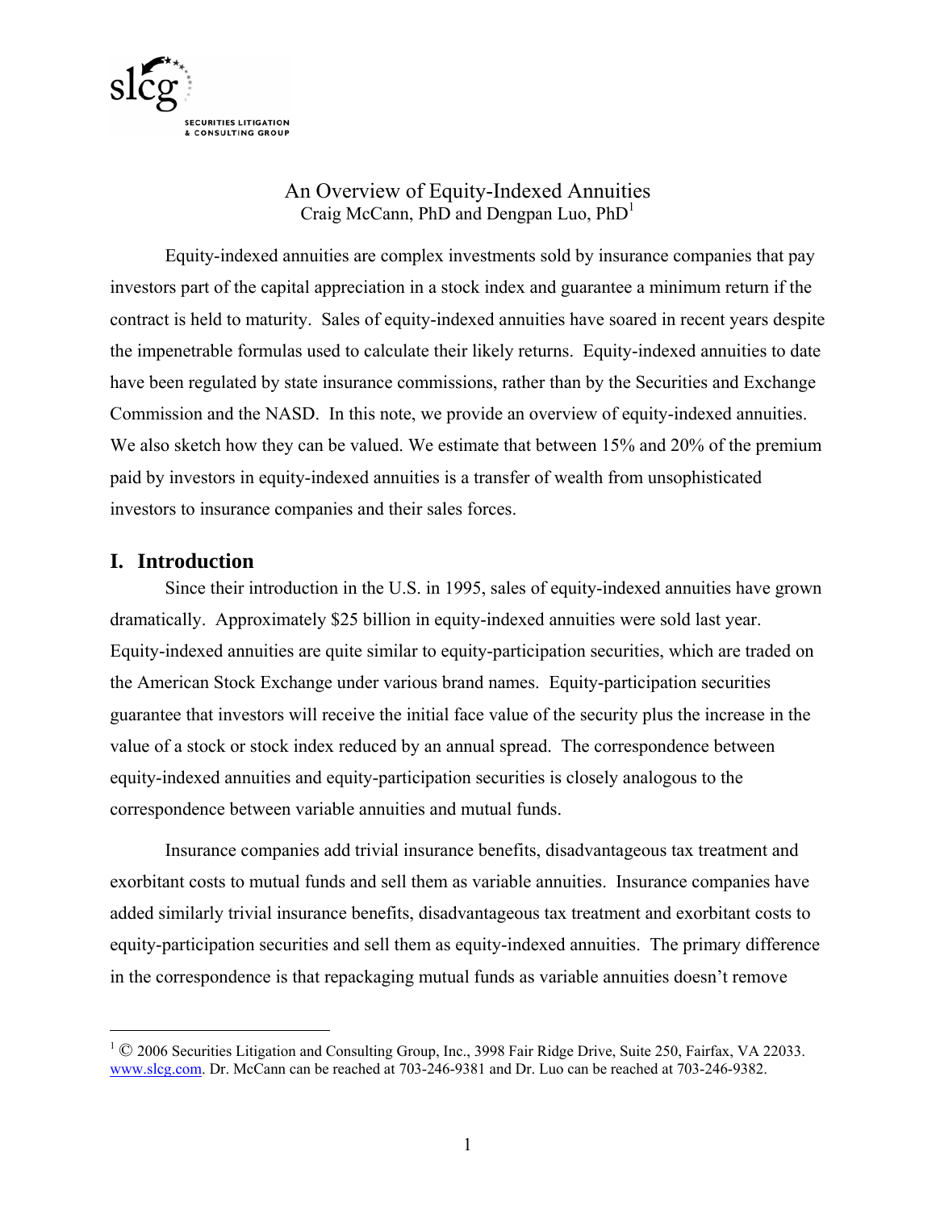# An Overview of Equity-Indexed Annuities

Craig McCann, PhD and Dengpan Luo, PhD[1]

Equity-indexed annuities are complex investments sold by insurance companies that pay investors part of the capital appreciation in a stock index and guarantee a minimum return if the contract is held to maturity. Sales of equity-indexed annuities have soared in recent years despite the impenetrable formulas used to calculate their likely returns. Equity-indexed annuities to date have been regulated by state insurance commissions, rather than by the Securities and Exchange Commission and the NASD. In this note, we provide an overview of equity-indexed annuities. We also sketch how they can be valued. We estimate that between 15% and 20% of the premium paid by investors in equity-indexed annuities is a transfer of wealth from unsophisticated investors to insurance companies and their sales forces.

## I. Introduction

Since their introduction in the U.S. in 1995, sales of equity-indexed annuities have grown dramatically. Approximately $25 billion in equity-indexed annuities were sold last year. Equity-indexed annuities are quite similar to equity-participation securities, which are traded on the American Stock Exchange under various brand names. Equity-participation securities guarantee that investors will receive the initial face value of the security plus the increase in the value of a stock or stock index reduced by an annual spread. The correspondence between equity-indexed annuities and equity-participation securities is closely analogous to the correspondence between variable annuities and mutual funds.

Insurance companies add trivial insurance benefits, disadvantageous tax treatment and exorbitant costs to mutual funds and sell them as variable annuities. Insurance companies have added similarly trivial insurance benefits, disadvantageous tax treatment and exorbitant costs to equity-participation securities and sell them as equity-indexed annuities. The primary difference in the correspondence is that repackaging mutual funds as variable annuities doesn't remove

[1] © 2006 Securities Litigation and Consulting Group, Inc., 3998 Fair Ridge Drive, Suite 250, Fairfax, VA 22033. www.slcg.com. Dr. McCann can be reached at 703-246-9381 and Dr. Luo can be reached at 703-246-9382.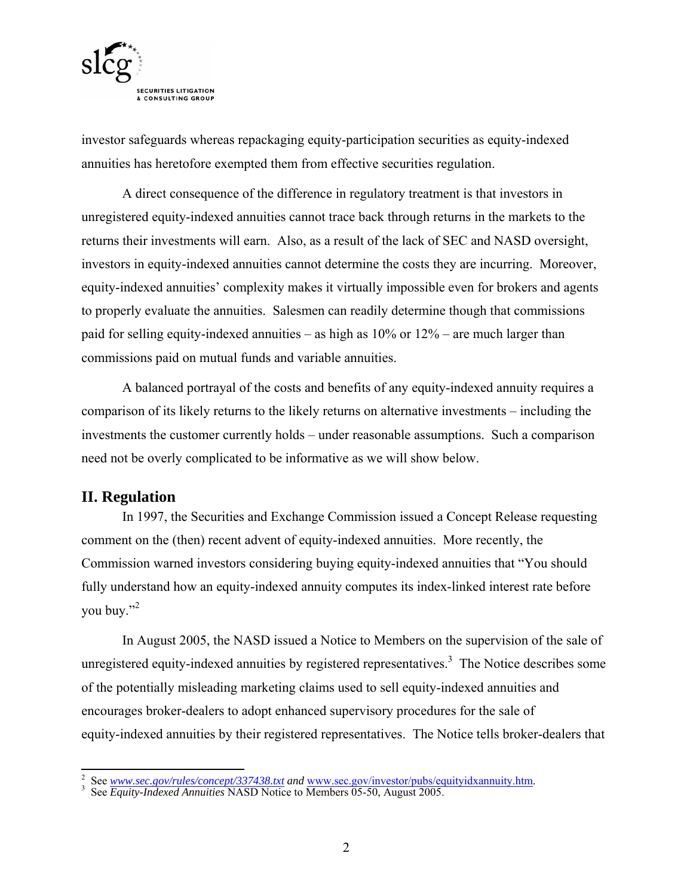investor safeguards whereas repackaging equity-participation securities as equity-indexed annuities has heretofore exempted them from effective securities regulation.

A direct consequence of the difference in regulatory treatment is that investors in unregistered equity-indexed annuities cannot trace back through returns in the markets to the returns their investments will earn. Also, as a result of the lack of SEC and NASD oversight, investors in equity-indexed annuities cannot determine the costs they are incurring. Moreover, equity-indexed annuities' complexity makes it virtually impossible even for brokers and agents to properly evaluate the annuities. Salesmen can readily determine though that commissions paid for selling equity-indexed annuities – as high as 10% or 12% – are much larger than commissions paid on mutual funds and variable annuities.

A balanced portrayal of the costs and benefits of any equity-indexed annuity requires a comparison of its likely returns to the likely returns on alternative investments – including the investments the customer currently holds – under reasonable assumptions. Such a comparison need not be overly complicated to be informative as we will show below.

## II. Regulation

In 1997, the Securities and Exchange Commission issued a Concept Release requesting comment on the (then) recent advent of equity-indexed annuities. More recently, the Commission warned investors considering buying equity-indexed annuities that "You should fully understand how an equity-indexed annuity computes its index-linked interest rate before you buy."[2]

In August 2005, the NASD issued a Notice to Members on the supervision of the sale of unregistered equity-indexed annuities by registered representatives.[3] The Notice describes some of the potentially misleading marketing claims used to sell equity-indexed annuities and encourages broker-dealers to adopt enhanced supervisory procedures for the sale of equity-indexed annuities by their registered representatives. The Notice tells broker-dealers that

---

[2] See *www.sec.gov/rules/concept/337438.txt* ***and*** www.sec.gov/investor/pubs/equityidxannuity.htm.

[3] See *Equity-Indexed Annuities* NASD Notice to Members 05-50, August 2005.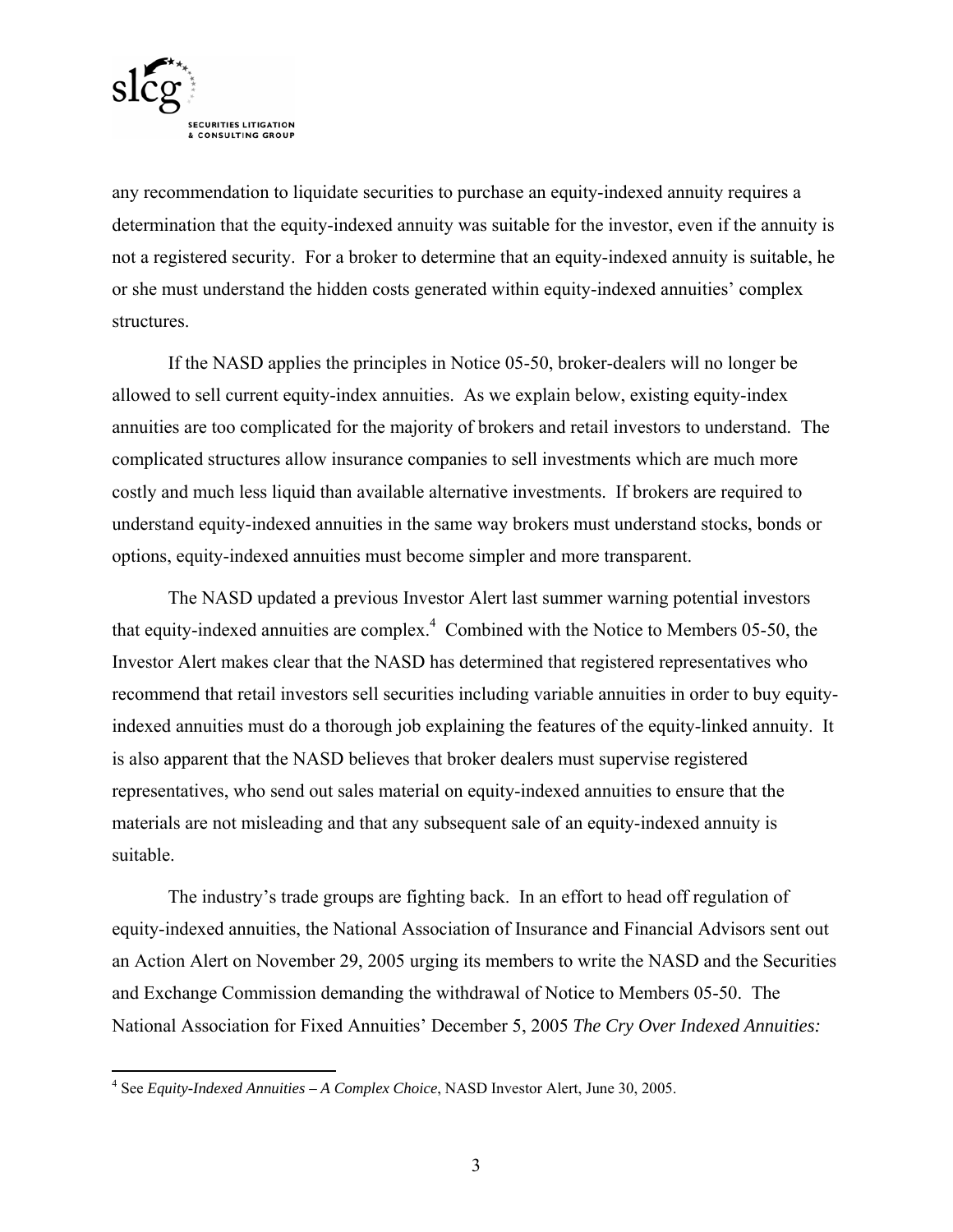any recommendation to liquidate securities to purchase an equity-indexed annuity requires a determination that the equity-indexed annuity was suitable for the investor, even if the annuity is not a registered security. For a broker to determine that an equity-indexed annuity is suitable, he or she must understand the hidden costs generated within equity-indexed annuities' complex structures.

If the NASD applies the principles in Notice 05-50, broker-dealers will no longer be allowed to sell current equity-index annuities. As we explain below, existing equity-index annuities are too complicated for the majority of brokers and retail investors to understand. The complicated structures allow insurance companies to sell investments which are much more costly and much less liquid than available alternative investments. If brokers are required to understand equity-indexed annuities in the same way brokers must understand stocks, bonds or options, equity-indexed annuities must become simpler and more transparent.

The NASD updated a previous Investor Alert last summer warning potential investors that equity-indexed annuities are complex.[4] Combined with the Notice to Members 05-50, the Investor Alert makes clear that the NASD has determined that registered representatives who recommend that retail investors sell securities including variable annuities in order to buy equity-indexed annuities must do a thorough job explaining the features of the equity-linked annuity. It is also apparent that the NASD believes that broker dealers must supervise registered representatives, who send out sales material on equity-indexed annuities to ensure that the materials are not misleading and that any subsequent sale of an equity-indexed annuity is suitable.

The industry's trade groups are fighting back. In an effort to head off regulation of equity-indexed annuities, the National Association of Insurance and Financial Advisors sent out an Action Alert on November 29, 2005 urging its members to write the NASD and the Securities and Exchange Commission demanding the withdrawal of Notice to Members 05-50. The National Association for Fixed Annuities' December 5, 2005 *The Cry Over Indexed Annuities:*

---

[4] See *Equity-Indexed Annuities – A Complex Choice*, NASD Investor Alert, June 30, 2005.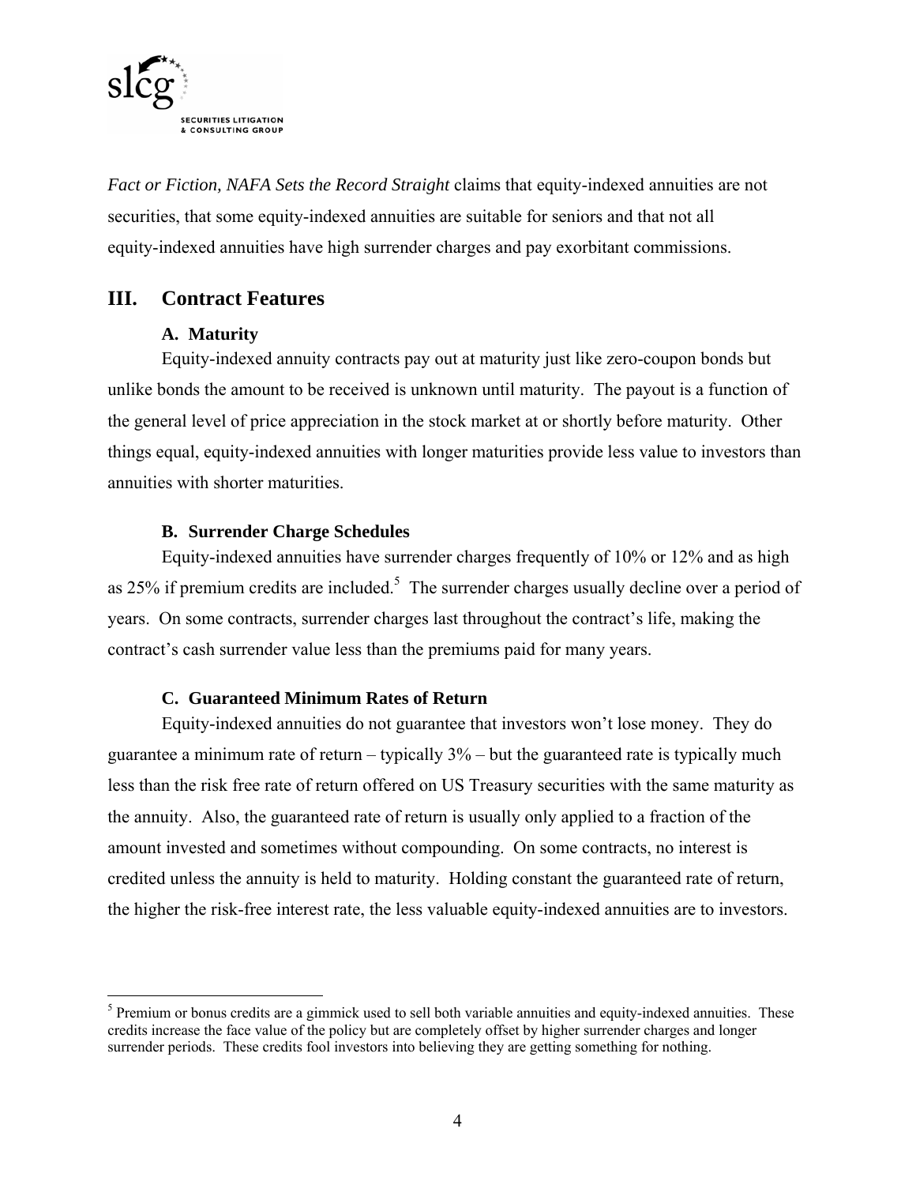*Fact or Fiction, NAFA Sets the Record Straight* claims that equity-indexed annuities are not securities, that some equity-indexed annuities are suitable for seniors and that not all equity-indexed annuities have high surrender charges and pay exorbitant commissions.

## III. Contract Features

### A. Maturity

Equity-indexed annuity contracts pay out at maturity just like zero-coupon bonds but unlike bonds the amount to be received is unknown until maturity. The payout is a function of the general level of price appreciation in the stock market at or shortly before maturity. Other things equal, equity-indexed annuities with longer maturities provide less value to investors than annuities with shorter maturities.

### B. Surrender Charge Schedules

Equity-indexed annuities have surrender charges frequently of 10% or 12% and as high as 25% if premium credits are included.[5] The surrender charges usually decline over a period of years. On some contracts, surrender charges last throughout the contract's life, making the contract's cash surrender value less than the premiums paid for many years.

### C. Guaranteed Minimum Rates of Return

Equity-indexed annuities do not guarantee that investors won't lose money. They do guarantee a minimum rate of return – typically 3% – but the guaranteed rate is typically much less than the risk free rate of return offered on US Treasury securities with the same maturity as the annuity. Also, the guaranteed rate of return is usually only applied to a fraction of the amount invested and sometimes without compounding. On some contracts, no interest is credited unless the annuity is held to maturity. Holding constant the guaranteed rate of return, the higher the risk-free interest rate, the less valuable equity-indexed annuities are to investors.

---

[5] Premium or bonus credits are a gimmick used to sell both variable annuities and equity-indexed annuities. These credits increase the face value of the policy but are completely offset by higher surrender charges and longer surrender periods. These credits fool investors into believing they are getting something for nothing.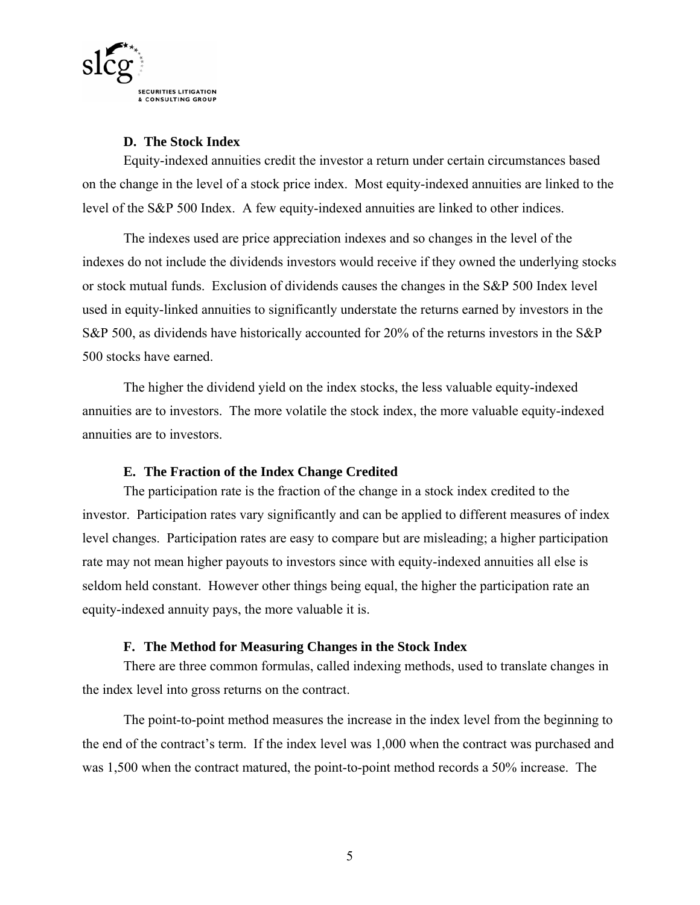### D. The Stock Index

Equity-indexed annuities credit the investor a return under certain circumstances based on the change in the level of a stock price index. Most equity-indexed annuities are linked to the level of the S&P 500 Index. A few equity-indexed annuities are linked to other indices.

The indexes used are price appreciation indexes and so changes in the level of the indexes do not include the dividends investors would receive if they owned the underlying stocks or stock mutual funds. Exclusion of dividends causes the changes in the S&P 500 Index level used in equity-linked annuities to significantly understate the returns earned by investors in the S&P 500, as dividends have historically accounted for 20% of the returns investors in the S&P 500 stocks have earned.

The higher the dividend yield on the index stocks, the less valuable equity-indexed annuities are to investors. The more volatile the stock index, the more valuable equity-indexed annuities are to investors.

### E. The Fraction of the Index Change Credited

The participation rate is the fraction of the change in a stock index credited to the investor. Participation rates vary significantly and can be applied to different measures of index level changes. Participation rates are easy to compare but are misleading; a higher participation rate may not mean higher payouts to investors since with equity-indexed annuities all else is seldom held constant. However other things being equal, the higher the participation rate an equity-indexed annuity pays, the more valuable it is.

### F. The Method for Measuring Changes in the Stock Index

There are three common formulas, called indexing methods, used to translate changes in the index level into gross returns on the contract.

The point-to-point method measures the increase in the index level from the beginning to the end of the contract's term. If the index level was 1,000 when the contract was purchased and was 1,500 when the contract matured, the point-to-point method records a 50% increase. The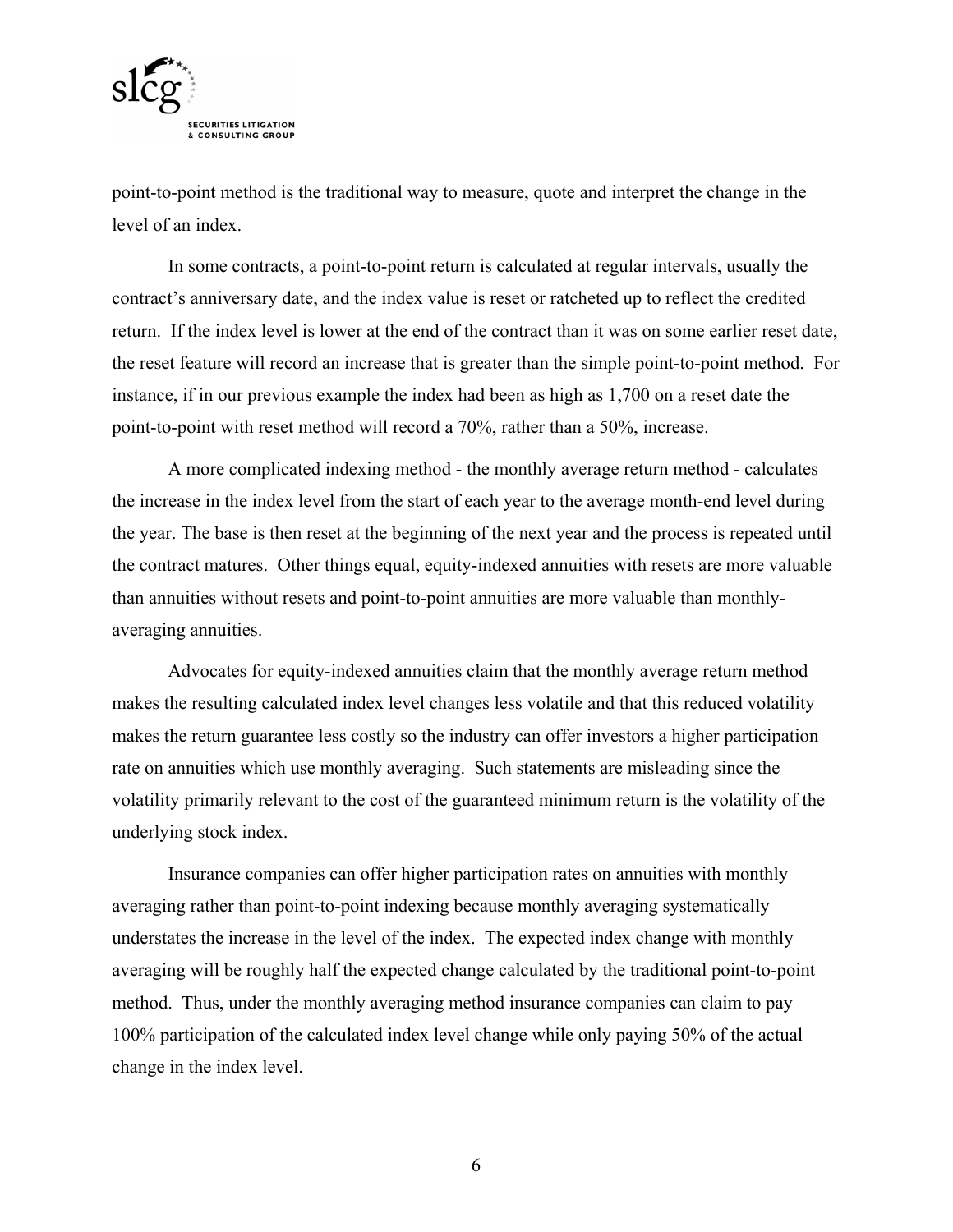point-to-point method is the traditional way to measure, quote and interpret the change in the level of an index.

In some contracts, a point-to-point return is calculated at regular intervals, usually the contract's anniversary date, and the index value is reset or ratcheted up to reflect the credited return. If the index level is lower at the end of the contract than it was on some earlier reset date, the reset feature will record an increase that is greater than the simple point-to-point method. For instance, if in our previous example the index had been as high as 1,700 on a reset date the point-to-point with reset method will record a 70%, rather than a 50%, increase.

A more complicated indexing method - the monthly average return method - calculates the increase in the index level from the start of each year to the average month-end level during the year. The base is then reset at the beginning of the next year and the process is repeated until the contract matures. Other things equal, equity-indexed annuities with resets are more valuable than annuities without resets and point-to-point annuities are more valuable than monthly-averaging annuities.

Advocates for equity-indexed annuities claim that the monthly average return method makes the resulting calculated index level changes less volatile and that this reduced volatility makes the return guarantee less costly so the industry can offer investors a higher participation rate on annuities which use monthly averaging. Such statements are misleading since the volatility primarily relevant to the cost of the guaranteed minimum return is the volatility of the underlying stock index.

Insurance companies can offer higher participation rates on annuities with monthly averaging rather than point-to-point indexing because monthly averaging systematically understates the increase in the level of the index. The expected index change with monthly averaging will be roughly half the expected change calculated by the traditional point-to-point method. Thus, under the monthly averaging method insurance companies can claim to pay 100% participation of the calculated index level change while only paying 50% of the actual change in the index level.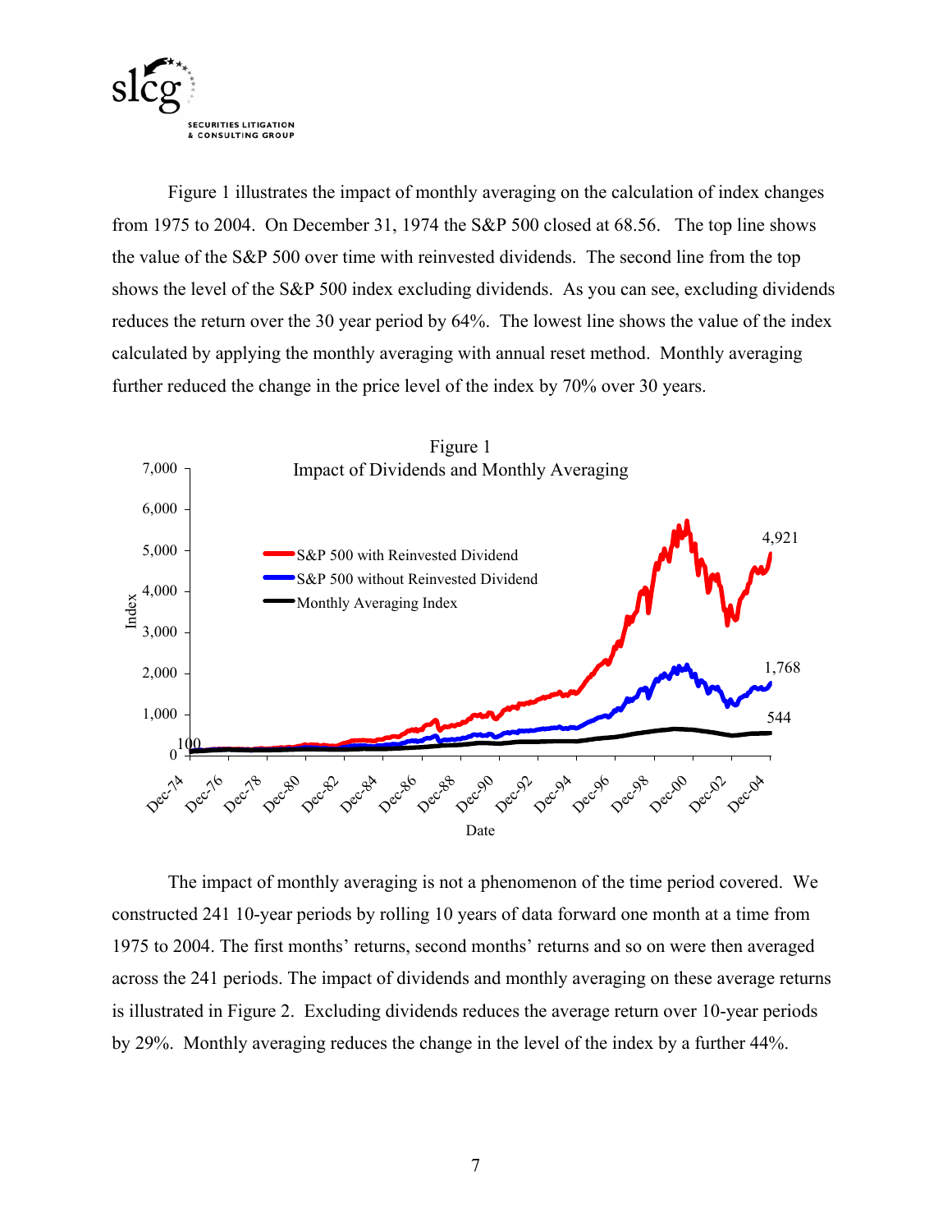Figure 1 illustrates the impact of monthly averaging on the calculation of index changes from 1975 to 2004. On December 31, 1974 the S&P 500 closed at 68.56. The top line shows the value of the S&P 500 over time with reinvested dividends. The second line from the top shows the level of the S&P 500 index excluding dividends. As you can see, excluding dividends reduces the return over the 30 year period by 64%. The lowest line shows the value of the index calculated by applying the monthly averaging with annual reset method. Monthly averaging further reduced the change in the price level of the index by 70% over 30 years.

Figure 1
Impact of Dividends and Monthly Averaging

The impact of monthly averaging is not a phenomenon of the time period covered. We constructed 241 10-year periods by rolling 10 years of data forward one month at a time from 1975 to 2004. The first months' returns, second months' returns and so on were then averaged across the 241 periods. The impact of dividends and monthly averaging on these average returns is illustrated in Figure 2. Excluding dividends reduces the average return over 10-year periods by 29%. Monthly averaging reduces the change in the level of the index by a further 44%.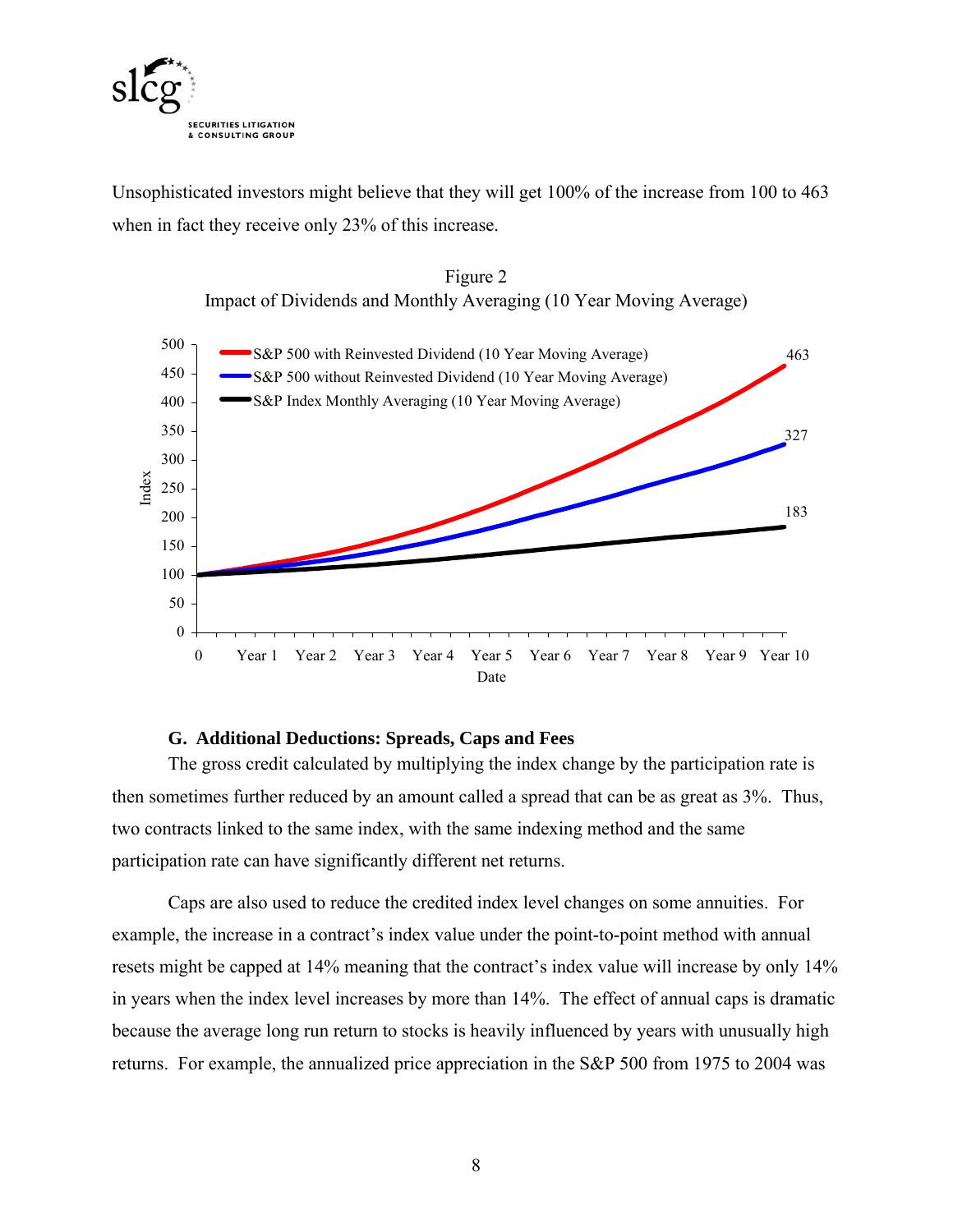Unsophisticated investors might believe that they will get 100% of the increase from 100 to 463 when in fact they receive only 23% of this increase.

Figure 2
Impact of Dividends and Monthly Averaging (10 Year Moving Average)

### G. Additional Deductions: Spreads, Caps and Fees

The gross credit calculated by multiplying the index change by the participation rate is then sometimes further reduced by an amount called a spread that can be as great as 3%. Thus, two contracts linked to the same index, with the same indexing method and the same participation rate can have significantly different net returns.

Caps are also used to reduce the credited index level changes on some annuities. For example, the increase in a contract's index value under the point-to-point method with annual resets might be capped at 14% meaning that the contract's index value will increase by only 14% in years when the index level increases by more than 14%. The effect of annual caps is dramatic because the average long run return to stocks is heavily influenced by years with unusually high returns. For example, the annualized price appreciation in the S&P 500 from 1975 to 2004 was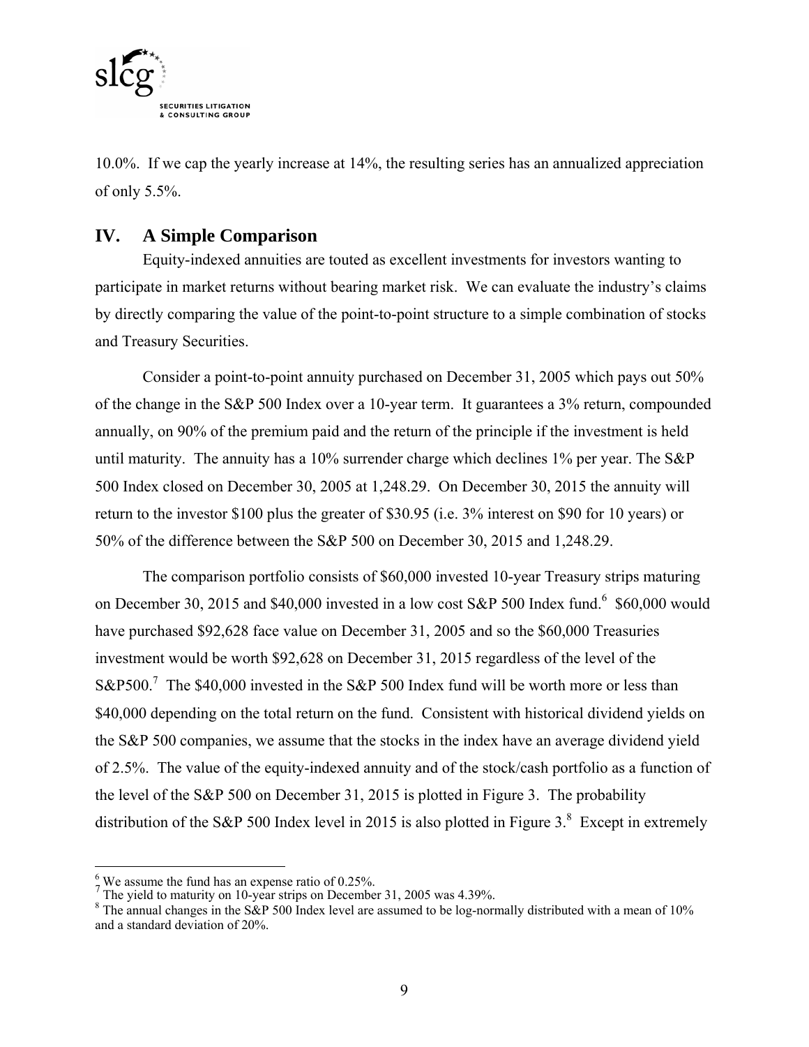10.0%. If we cap the yearly increase at 14%, the resulting series has an annualized appreciation of only 5.5%.

## IV. A Simple Comparison

Equity-indexed annuities are touted as excellent investments for investors wanting to participate in market returns without bearing market risk. We can evaluate the industry's claims by directly comparing the value of the point-to-point structure to a simple combination of stocks and Treasury Securities.

Consider a point-to-point annuity purchased on December 31, 2005 which pays out 50% of the change in the S&P 500 Index over a 10-year term. It guarantees a 3% return, compounded annually, on 90% of the premium paid and the return of the principle if the investment is held until maturity. The annuity has a 10% surrender charge which declines 1% per year. The S&P 500 Index closed on December 30, 2005 at 1,248.29. On December 30, 2015 the annuity will return to the investor \$100 plus the greater of \$30.95 (i.e. 3% interest on \$90 for 10 years) or 50% of the difference between the S&P 500 on December 30, 2015 and 1,248.29.

The comparison portfolio consists of \$60,000 invested 10-year Treasury strips maturing on December 30, 2015 and \$40,000 invested in a low cost S&P 500 Index fund.[6] \$60,000 would have purchased \$92,628 face value on December 31, 2005 and so the \$60,000 Treasuries investment would be worth \$92,628 on December 31, 2015 regardless of the level of the S&P500.[7] The \$40,000 invested in the S&P 500 Index fund will be worth more or less than \$40,000 depending on the total return on the fund. Consistent with historical dividend yields on the S&P 500 companies, we assume that the stocks in the index have an average dividend yield of 2.5%. The value of the equity-indexed annuity and of the stock/cash portfolio as a function of the level of the S&P 500 on December 31, 2015 is plotted in Figure 3. The probability distribution of the S&P 500 Index level in 2015 is also plotted in Figure 3.[8] Except in extremely

---

[6] We assume the fund has an expense ratio of 0.25%.

[7] The yield to maturity on 10-year strips on December 31, 2005 was 4.39%.

[8] The annual changes in the S&P 500 Index level are assumed to be log-normally distributed with a mean of 10% and a standard deviation of 20%.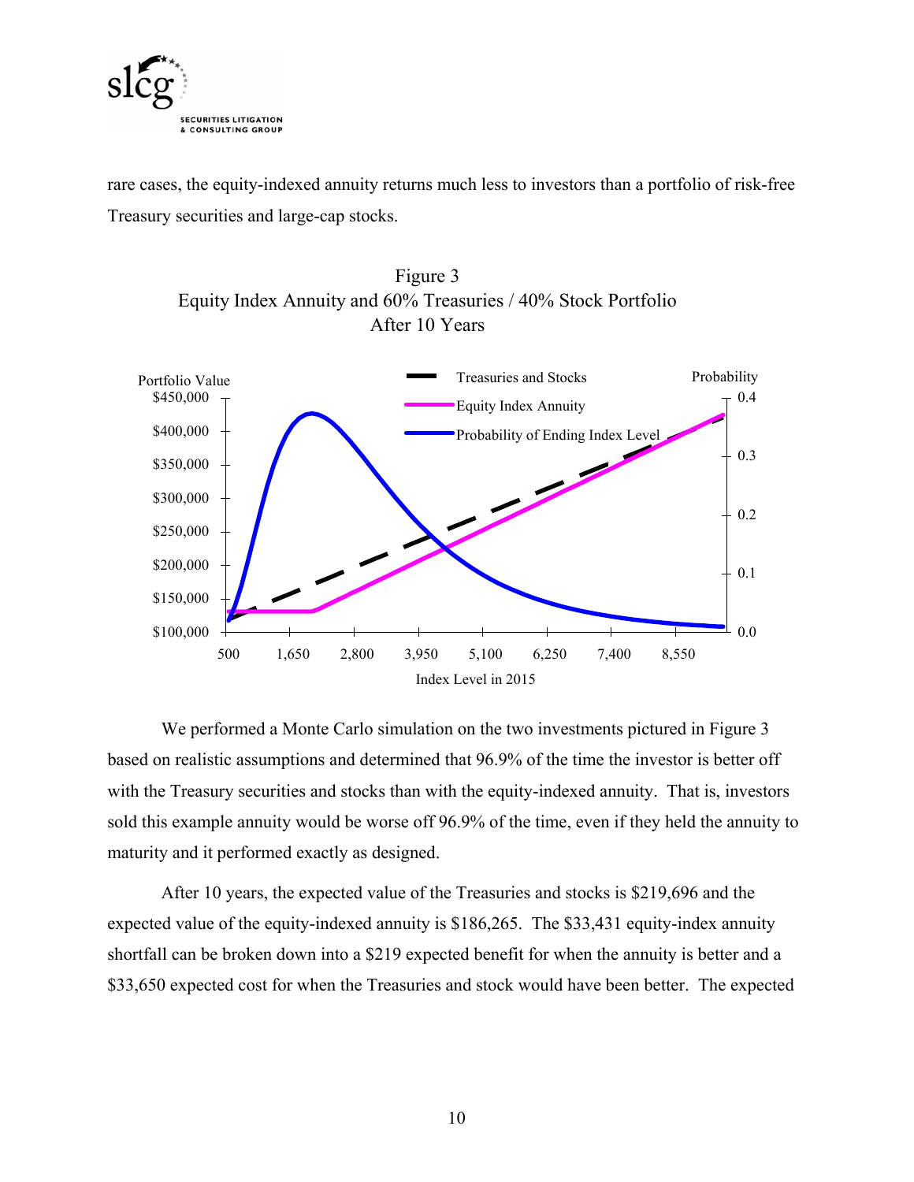rare cases, the equity-indexed annuity returns much less to investors than a portfolio of risk-free Treasury securities and large-cap stocks.

Figure 3
Equity Index Annuity and 60% Treasuries / 40% Stock Portfolio
After 10 Years

We performed a Monte Carlo simulation on the two investments pictured in Figure 3 based on realistic assumptions and determined that 96.9% of the time the investor is better off with the Treasury securities and stocks than with the equity-indexed annuity. That is, investors sold this example annuity would be worse off 96.9% of the time, even if they held the annuity to maturity and it performed exactly as designed.

After 10 years, the expected value of the Treasuries and stocks is $219,696 and the expected value of the equity-indexed annuity is $186,265. The $33,431 equity-index annuity shortfall can be broken down into a $219 expected benefit for when the annuity is better and a $33,650 expected cost for when the Treasuries and stock would have been better. The expected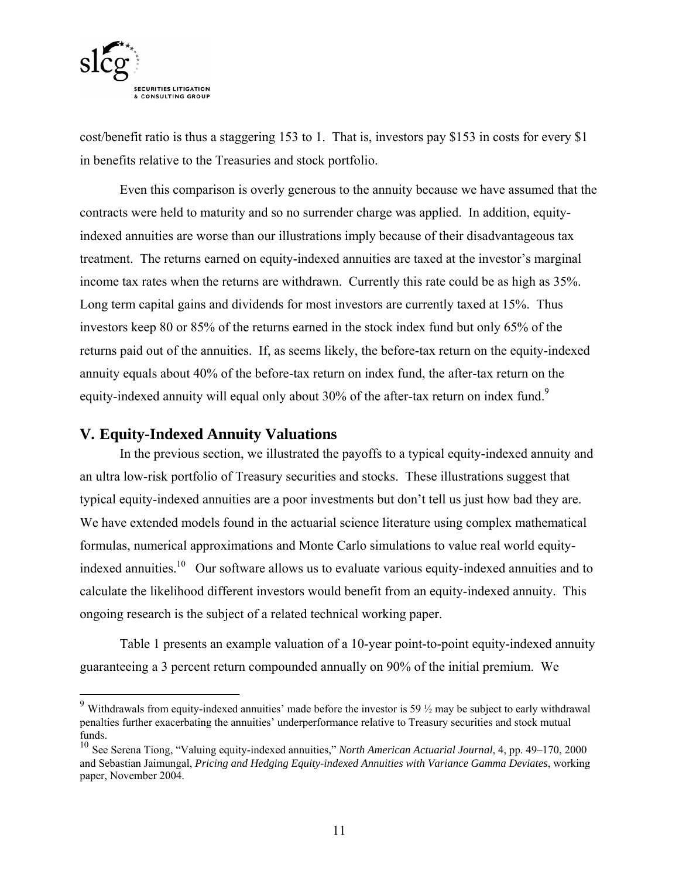cost/benefit ratio is thus a staggering 153 to 1. That is, investors pay $153 in costs for every $1 in benefits relative to the Treasuries and stock portfolio.

Even this comparison is overly generous to the annuity because we have assumed that the contracts were held to maturity and so no surrender charge was applied. In addition, equity-indexed annuities are worse than our illustrations imply because of their disadvantageous tax treatment. The returns earned on equity-indexed annuities are taxed at the investor's marginal income tax rates when the returns are withdrawn. Currently this rate could be as high as 35%. Long term capital gains and dividends for most investors are currently taxed at 15%. Thus investors keep 80 or 85% of the returns earned in the stock index fund but only 65% of the returns paid out of the annuities. If, as seems likely, the before-tax return on the equity-indexed annuity equals about 40% of the before-tax return on index fund, the after-tax return on the equity-indexed annuity will equal only about 30% of the after-tax return on index fund.[9]

## V. Equity-Indexed Annuity Valuations

In the previous section, we illustrated the payoffs to a typical equity-indexed annuity and an ultra low-risk portfolio of Treasury securities and stocks. These illustrations suggest that typical equity-indexed annuities are a poor investments but don't tell us just how bad they are. We have extended models found in the actuarial science literature using complex mathematical formulas, numerical approximations and Monte Carlo simulations to value real world equity-indexed annuities.[10] Our software allows us to evaluate various equity-indexed annuities and to calculate the likelihood different investors would benefit from an equity-indexed annuity. This ongoing research is the subject of a related technical working paper.

Table 1 presents an example valuation of a 10-year point-to-point equity-indexed annuity guaranteeing a 3 percent return compounded annually on 90% of the initial premium. We

---

[9] Withdrawals from equity-indexed annuities' made before the investor is 59 ½ may be subject to early withdrawal penalties further exacerbating the annuities' underperformance relative to Treasury securities and stock mutual funds.

[10] See Serena Tiong, "Valuing equity-indexed annuities," *North American Actuarial Journal*, 4, pp. 49–170, 2000 and Sebastian Jaimungal, *Pricing and Hedging Equity-indexed Annuities with Variance Gamma Deviates*, working paper, November 2004.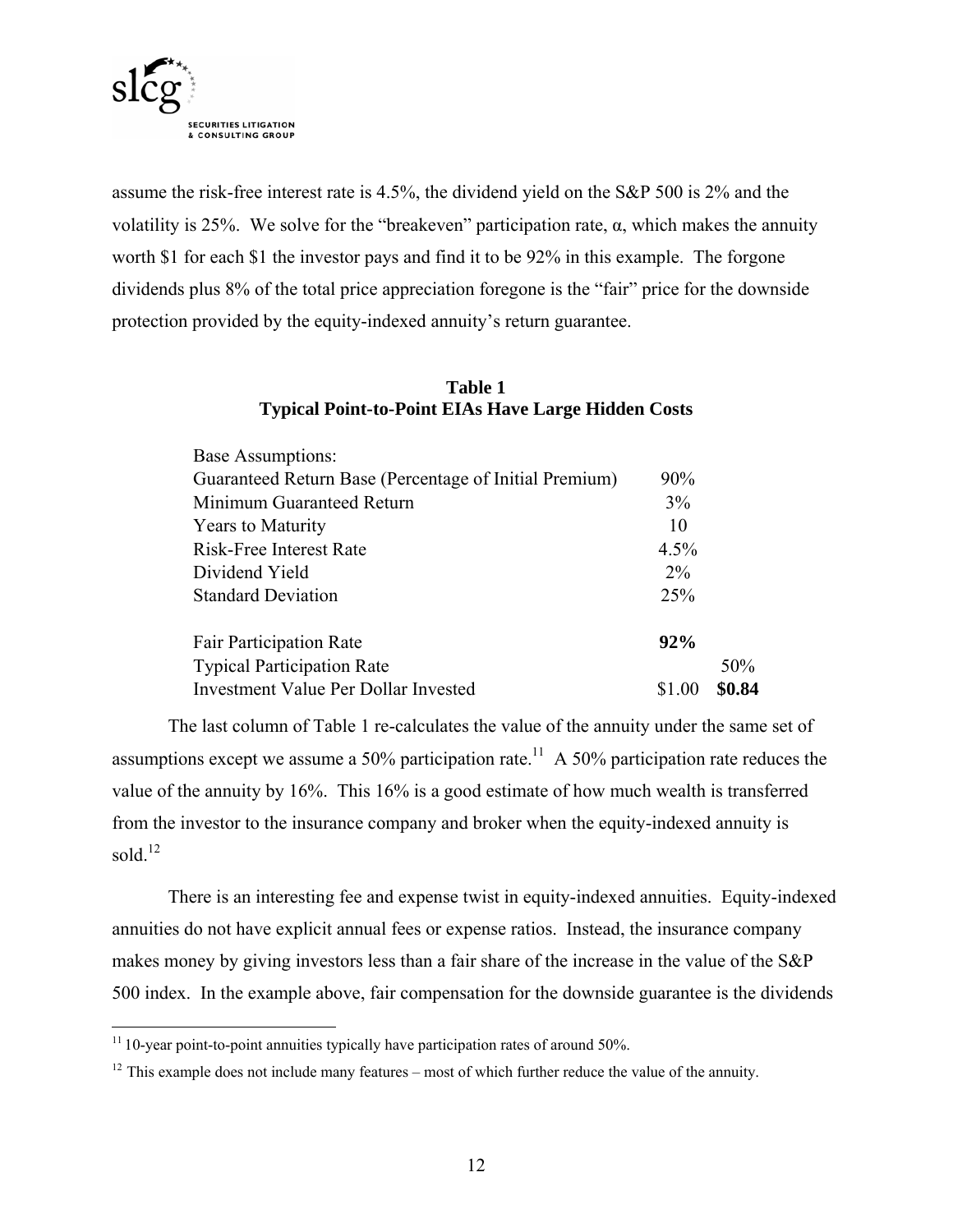assume the risk-free interest rate is 4.5%, the dividend yield on the S&P 500 is 2% and the volatility is 25%. We solve for the "breakeven" participation rate, α, which makes the annuity worth $1 for each $1 the investor pays and find it to be 92% in this example. The forgone dividends plus 8% of the total price appreciation foregone is the "fair" price for the downside protection provided by the equity-indexed annuity's return guarantee.

**Table 1**
**Typical Point-to-Point EIAs Have Large Hidden Costs**

| | | |
|---|---|---|
| Base Assumptions: | | |
| Guaranteed Return Base (Percentage of Initial Premium) | 90% | |
| Minimum Guaranteed Return | 3% | |
| Years to Maturity | 10 | |
| Risk-Free Interest Rate | 4.5% | |
| Dividend Yield | 2% | |
| Standard Deviation | 25% | |
| | | |
| Fair Participation Rate | **92%** | |
| Typical Participation Rate | | 50% |
| Investment Value Per Dollar Invested | $1.00 | **$0.84** |

The last column of Table 1 re-calculates the value of the annuity under the same set of assumptions except we assume a 50% participation rate.[11] A 50% participation rate reduces the value of the annuity by 16%. This 16% is a good estimate of how much wealth is transferred from the investor to the insurance company and broker when the equity-indexed annuity is sold.[12]

There is an interesting fee and expense twist in equity-indexed annuities. Equity-indexed annuities do not have explicit annual fees or expense ratios. Instead, the insurance company makes money by giving investors less than a fair share of the increase in the value of the S&P 500 index. In the example above, fair compensation for the downside guarantee is the dividends

[11] 10-year point-to-point annuities typically have participation rates of around 50%.

[12] This example does not include many features – most of which further reduce the value of the annuity.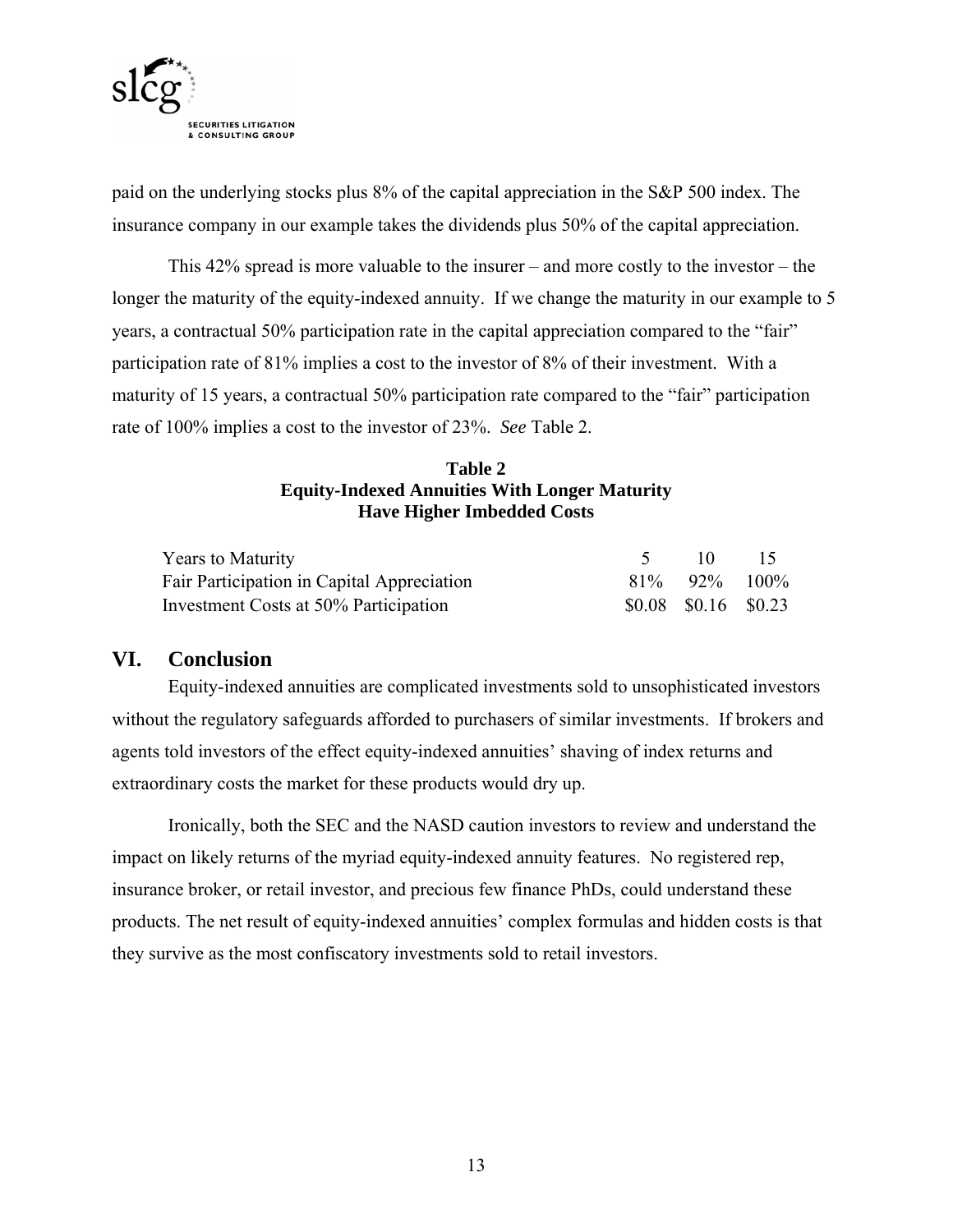paid on the underlying stocks plus 8% of the capital appreciation in the S&P 500 index. The insurance company in our example takes the dividends plus 50% of the capital appreciation.

This 42% spread is more valuable to the insurer – and more costly to the investor – the longer the maturity of the equity-indexed annuity. If we change the maturity in our example to 5 years, a contractual 50% participation rate in the capital appreciation compared to the "fair" participation rate of 81% implies a cost to the investor of 8% of their investment. With a maturity of 15 years, a contractual 50% participation rate compared to the "fair" participation rate of 100% implies a cost to the investor of 23%. *See* Table 2.

**Table 2**
**Equity-Indexed Annuities With Longer Maturity Have Higher Imbedded Costs**

| Years to Maturity | 5 | 10 | 15 |
|---|---|---|---|
| Fair Participation in Capital Appreciation | 81% | 92% | 100% |
| Investment Costs at 50% Participation | $0.08 | $0.16 | $0.23 |

## VI. Conclusion

Equity-indexed annuities are complicated investments sold to unsophisticated investors without the regulatory safeguards afforded to purchasers of similar investments. If brokers and agents told investors of the effect equity-indexed annuities' shaving of index returns and extraordinary costs the market for these products would dry up.

Ironically, both the SEC and the NASD caution investors to review and understand the impact on likely returns of the myriad equity-indexed annuity features. No registered rep, insurance broker, or retail investor, and precious few finance PhDs, could understand these products. The net result of equity-indexed annuities' complex formulas and hidden costs is that they survive as the most confiscatory investments sold to retail investors.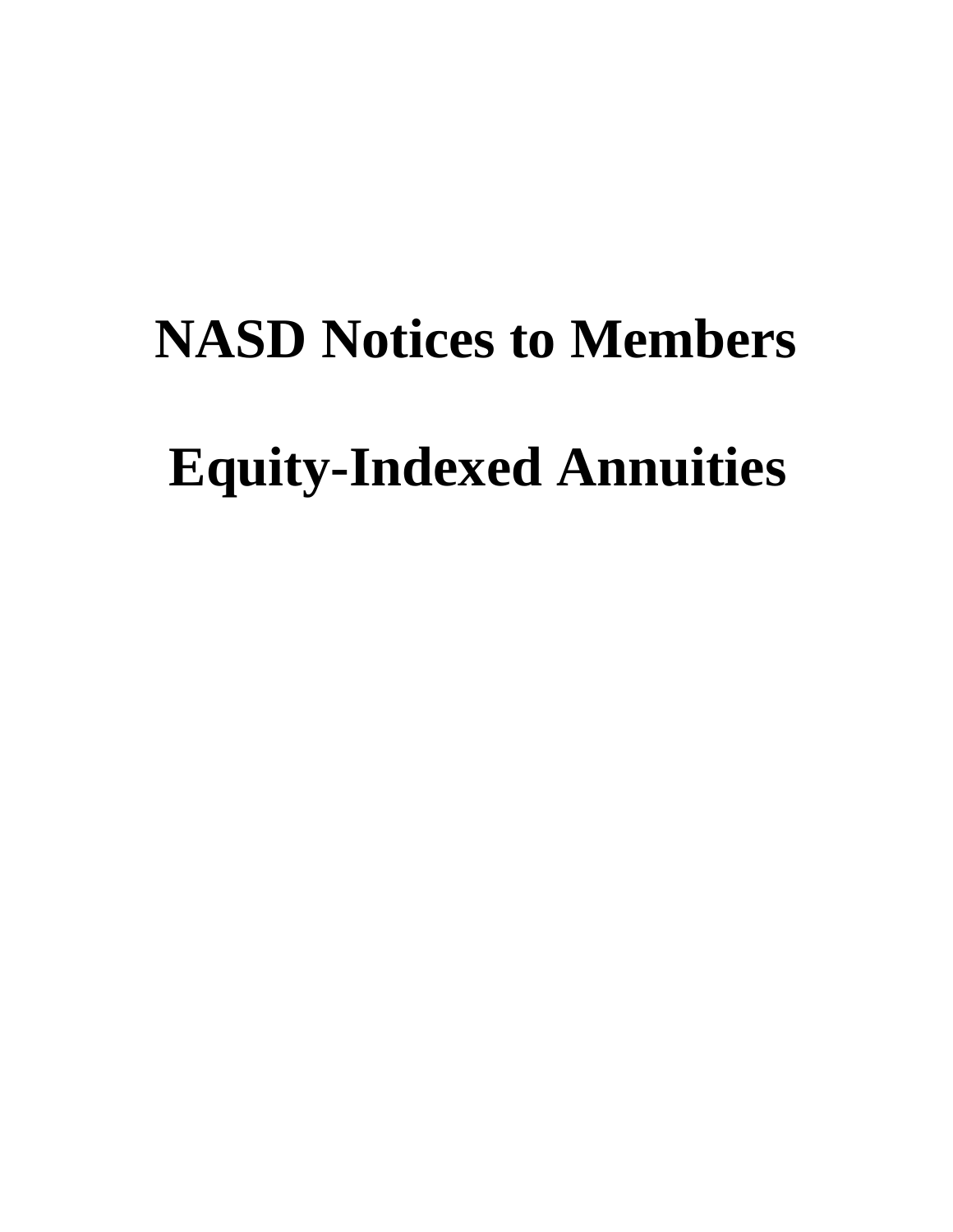# NASD Notices to Members

# Equity-Indexed Annuities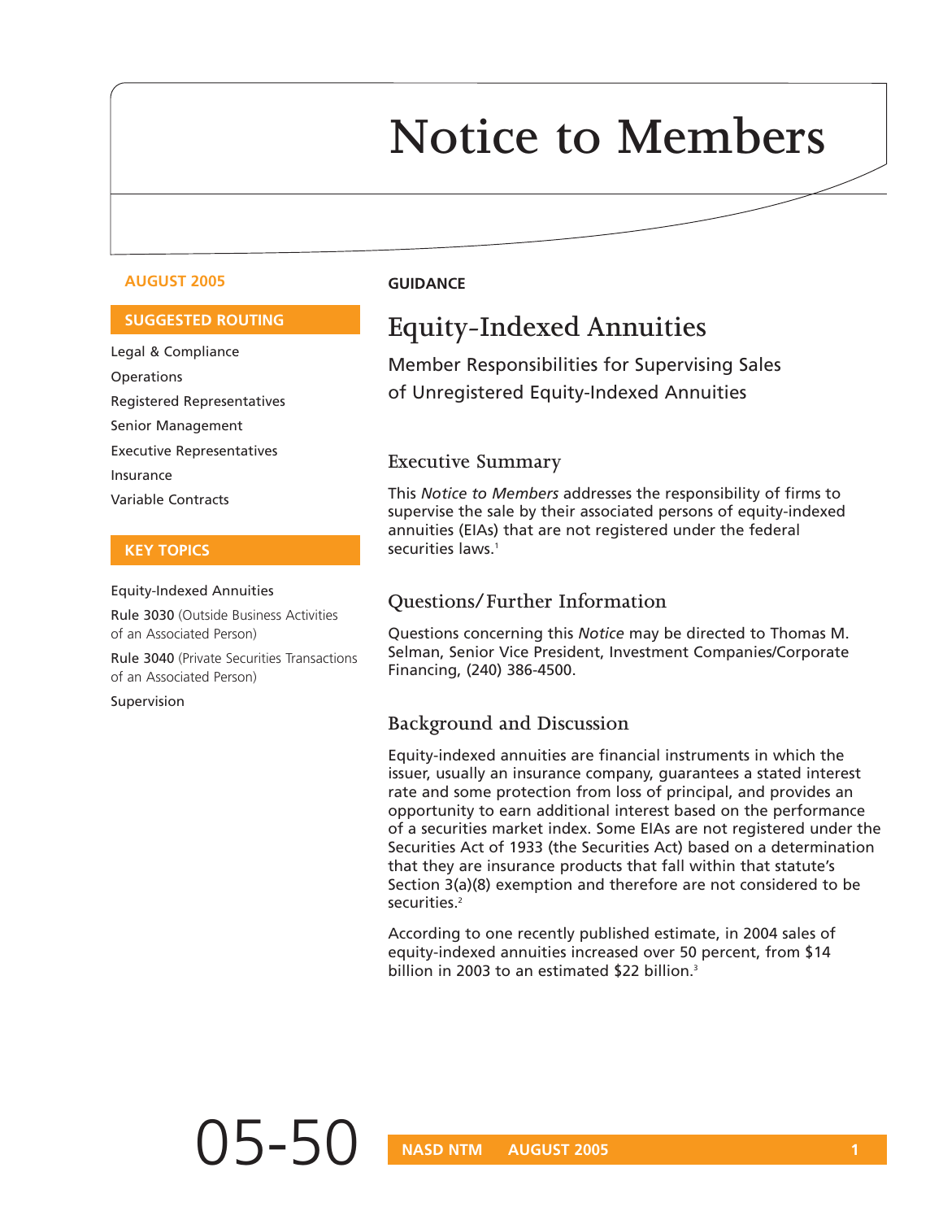# Notice to Members

**AUGUST 2005**

**SUGGESTED ROUTING**

Legal & Compliance
Operations
Registered Representatives
Senior Management
Executive Representatives
Insurance
Variable Contracts

**KEY TOPICS**

Equity-Indexed Annuities
Rule 3030 (Outside Business Activities of an Associated Person)
Rule 3040 (Private Securities Transactions of an Associated Person)
Supervision

**GUIDANCE**

## Equity-Indexed Annuities

Member Responsibilities for Supervising Sales of Unregistered Equity-Indexed Annuities

### Executive Summary

This *Notice to Members* addresses the responsibility of firms to supervise the sale by their associated persons of equity-indexed annuities (EIAs) that are not registered under the federal securities laws.[1]

### Questions/Further Information

Questions concerning this *Notice* may be directed to Thomas M. Selman, Senior Vice President, Investment Companies/Corporate Financing, (240) 386-4500.

### Background and Discussion

Equity-indexed annuities are financial instruments in which the issuer, usually an insurance company, guarantees a stated interest rate and some protection from loss of principal, and provides an opportunity to earn additional interest based on the performance of a securities market index. Some EIAs are not registered under the Securities Act of 1933 (the Securities Act) based on a determination that they are insurance products that fall within that statute's Section 3(a)(8) exemption and therefore are not considered to be securities.[2]

According to one recently published estimate, in 2004 sales of equity-indexed annuities increased over 50 percent, from $14 billion in 2003 to an estimated $22 billion.[3]

05-50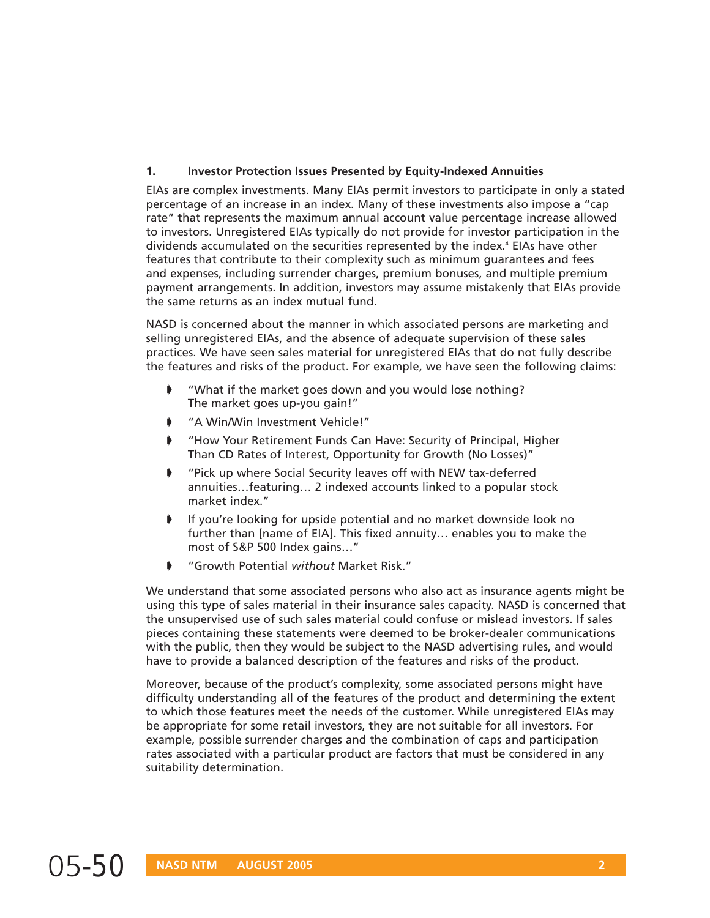## 1. Investor Protection Issues Presented by Equity-Indexed Annuities

EIAs are complex investments. Many EIAs permit investors to participate in only a stated percentage of an increase in an index. Many of these investments also impose a "cap rate" that represents the maximum annual account value percentage increase allowed to investors. Unregistered EIAs typically do not provide for investor participation in the dividends accumulated on the securities represented by the index.[4] EIAs have other features that contribute to their complexity such as minimum guarantees and fees and expenses, including surrender charges, premium bonuses, and multiple premium payment arrangements. In addition, investors may assume mistakenly that EIAs provide the same returns as an index mutual fund.

NASD is concerned about the manner in which associated persons are marketing and selling unregistered EIAs, and the absence of adequate supervision of these sales practices. We have seen sales material for unregistered EIAs that do not fully describe the features and risks of the product. For example, we have seen the following claims:

- "What if the market goes down and you would lose nothing? The market goes up-you gain!"
- "A Win/Win Investment Vehicle!"
- "How Your Retirement Funds Can Have: Security of Principal, Higher Than CD Rates of Interest, Opportunity for Growth (No Losses)"
- "Pick up where Social Security leaves off with NEW tax-deferred annuities…featuring… 2 indexed accounts linked to a popular stock market index."
- If you're looking for upside potential and no market downside look no further than [name of EIA]. This fixed annuity… enables you to make the most of S&P 500 Index gains…"
- "Growth Potential *without* Market Risk."

We understand that some associated persons who also act as insurance agents might be using this type of sales material in their insurance sales capacity. NASD is concerned that the unsupervised use of such sales material could confuse or mislead investors. If sales pieces containing these statements were deemed to be broker-dealer communications with the public, then they would be subject to the NASD advertising rules, and would have to provide a balanced description of the features and risks of the product.

Moreover, because of the product's complexity, some associated persons might have difficulty understanding all of the features of the product and determining the extent to which those features meet the needs of the customer. While unregistered EIAs may be appropriate for some retail investors, they are not suitable for all investors. For example, possible surrender charges and the combination of caps and participation rates associated with a particular product are factors that must be considered in any suitability determination.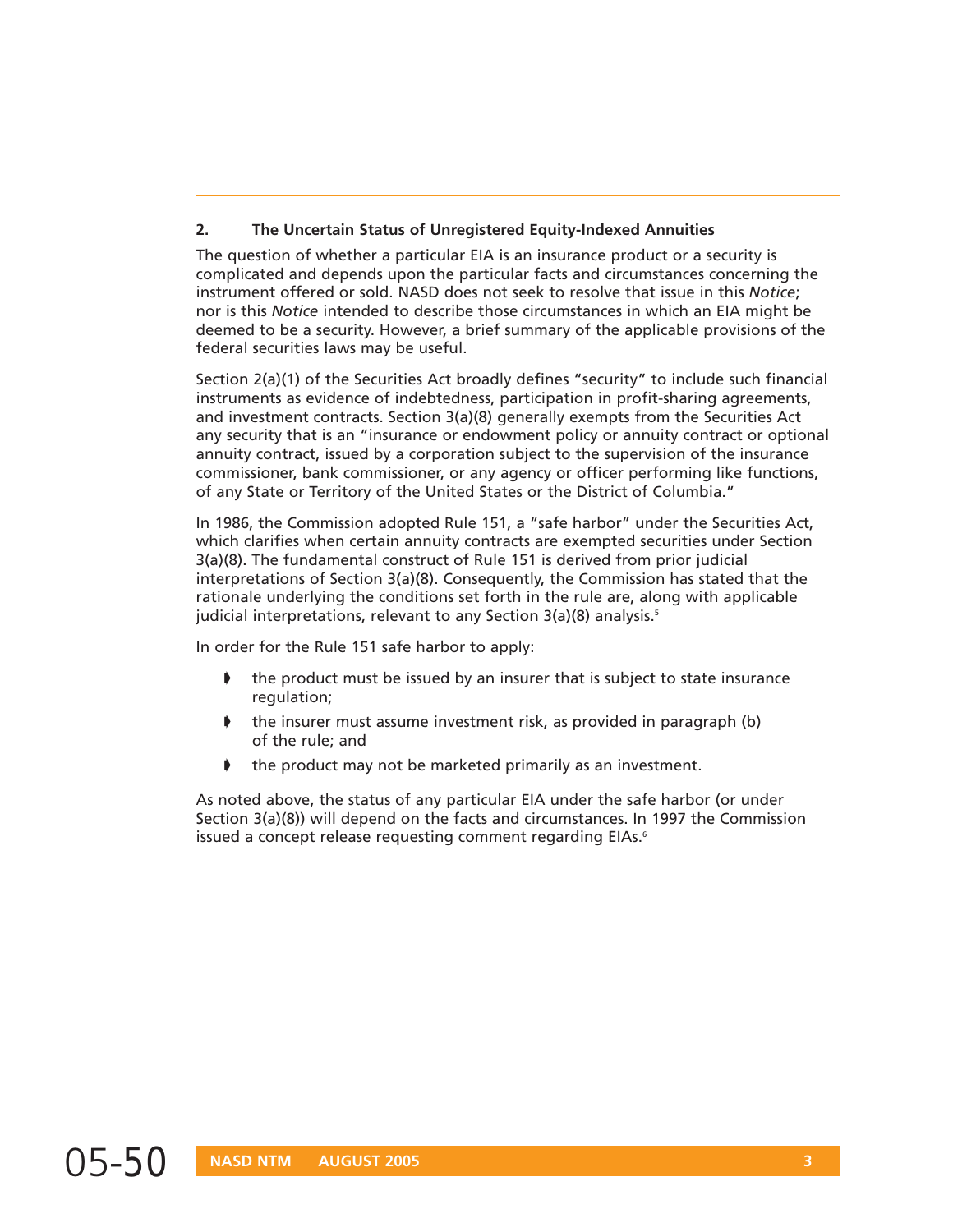## 2. The Uncertain Status of Unregistered Equity-Indexed Annuities

The question of whether a particular EIA is an insurance product or a security is complicated and depends upon the particular facts and circumstances concerning the instrument offered or sold. NASD does not seek to resolve that issue in this *Notice*; nor is this *Notice* intended to describe those circumstances in which an EIA might be deemed to be a security. However, a brief summary of the applicable provisions of the federal securities laws may be useful.

Section 2(a)(1) of the Securities Act broadly defines "security" to include such financial instruments as evidence of indebtedness, participation in profit-sharing agreements, and investment contracts. Section 3(a)(8) generally exempts from the Securities Act any security that is an "insurance or endowment policy or annuity contract or optional annuity contract, issued by a corporation subject to the supervision of the insurance commissioner, bank commissioner, or any agency or officer performing like functions, of any State or Territory of the United States or the District of Columbia."

In 1986, the Commission adopted Rule 151, a "safe harbor" under the Securities Act, which clarifies when certain annuity contracts are exempted securities under Section 3(a)(8). The fundamental construct of Rule 151 is derived from prior judicial interpretations of Section 3(a)(8). Consequently, the Commission has stated that the rationale underlying the conditions set forth in the rule are, along with applicable judicial interpretations, relevant to any Section 3(a)(8) analysis.[5]

In order for the Rule 151 safe harbor to apply:

- the product must be issued by an insurer that is subject to state insurance regulation;
- the insurer must assume investment risk, as provided in paragraph (b) of the rule; and
- the product may not be marketed primarily as an investment.

As noted above, the status of any particular EIA under the safe harbor (or under Section 3(a)(8)) will depend on the facts and circumstances. In 1997 the Commission issued a concept release requesting comment regarding EIAs.[6]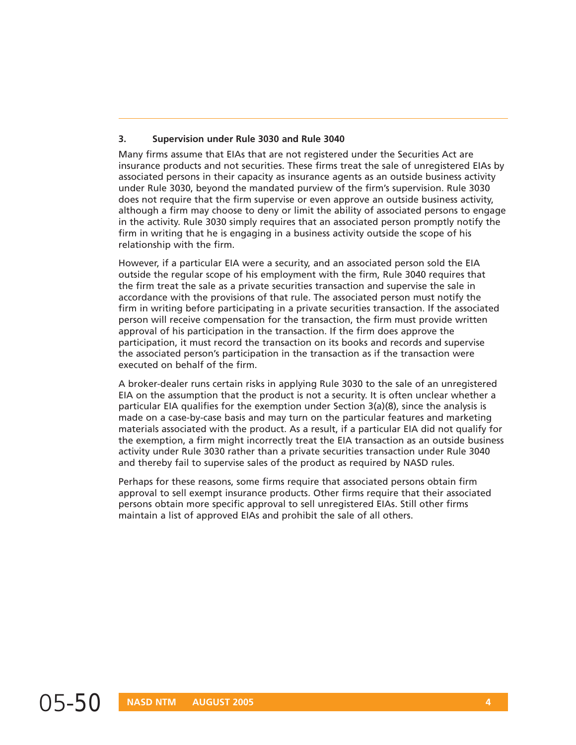### 3. Supervision under Rule 3030 and Rule 3040

Many firms assume that EIAs that are not registered under the Securities Act are insurance products and not securities. These firms treat the sale of unregistered EIAs by associated persons in their capacity as insurance agents as an outside business activity under Rule 3030, beyond the mandated purview of the firm's supervision. Rule 3030 does not require that the firm supervise or even approve an outside business activity, although a firm may choose to deny or limit the ability of associated persons to engage in the activity. Rule 3030 simply requires that an associated person promptly notify the firm in writing that he is engaging in a business activity outside the scope of his relationship with the firm.

However, if a particular EIA were a security, and an associated person sold the EIA outside the regular scope of his employment with the firm, Rule 3040 requires that the firm treat the sale as a private securities transaction and supervise the sale in accordance with the provisions of that rule. The associated person must notify the firm in writing before participating in a private securities transaction. If the associated person will receive compensation for the transaction, the firm must provide written approval of his participation in the transaction. If the firm does approve the participation, it must record the transaction on its books and records and supervise the associated person's participation in the transaction as if the transaction were executed on behalf of the firm.

A broker-dealer runs certain risks in applying Rule 3030 to the sale of an unregistered EIA on the assumption that the product is not a security. It is often unclear whether a particular EIA qualifies for the exemption under Section 3(a)(8), since the analysis is made on a case-by-case basis and may turn on the particular features and marketing materials associated with the product. As a result, if a particular EIA did not qualify for the exemption, a firm might incorrectly treat the EIA transaction as an outside business activity under Rule 3030 rather than a private securities transaction under Rule 3040 and thereby fail to supervise sales of the product as required by NASD rules.

Perhaps for these reasons, some firms require that associated persons obtain firm approval to sell exempt insurance products. Other firms require that their associated persons obtain more specific approval to sell unregistered EIAs. Still other firms maintain a list of approved EIAs and prohibit the sale of all others.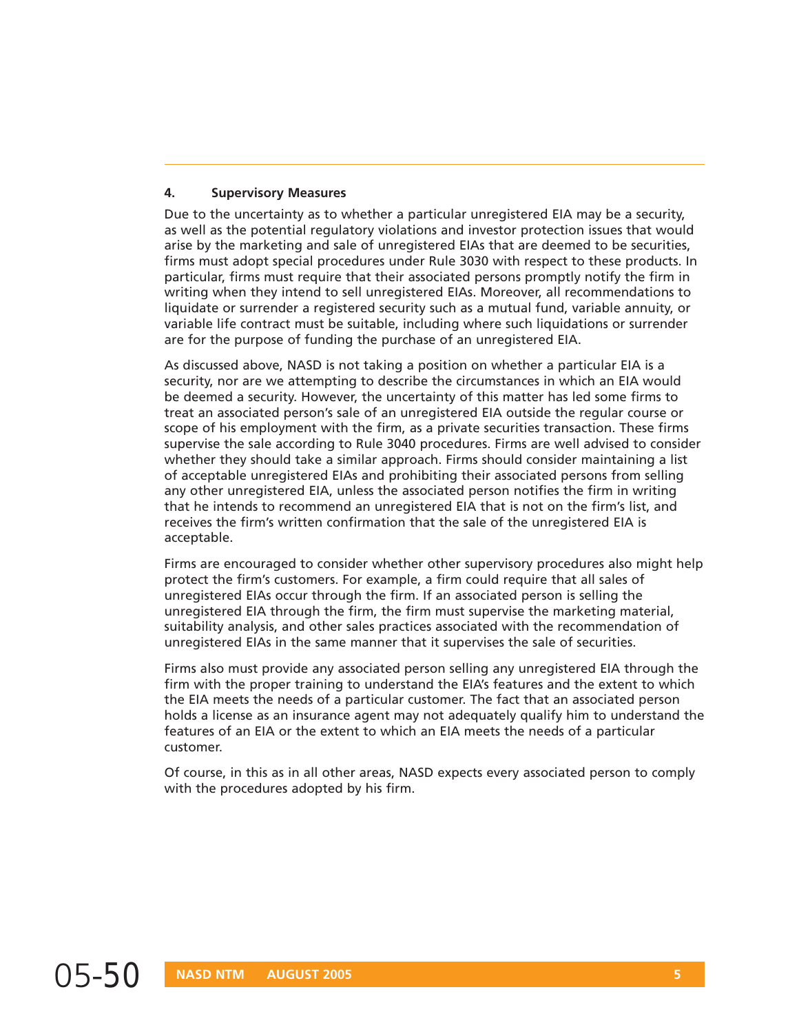### 4. Supervisory Measures

Due to the uncertainty as to whether a particular unregistered EIA may be a security, as well as the potential regulatory violations and investor protection issues that would arise by the marketing and sale of unregistered EIAs that are deemed to be securities, firms must adopt special procedures under Rule 3030 with respect to these products. In particular, firms must require that their associated persons promptly notify the firm in writing when they intend to sell unregistered EIAs. Moreover, all recommendations to liquidate or surrender a registered security such as a mutual fund, variable annuity, or variable life contract must be suitable, including where such liquidations or surrender are for the purpose of funding the purchase of an unregistered EIA.

As discussed above, NASD is not taking a position on whether a particular EIA is a security, nor are we attempting to describe the circumstances in which an EIA would be deemed a security. However, the uncertainty of this matter has led some firms to treat an associated person's sale of an unregistered EIA outside the regular course or scope of his employment with the firm, as a private securities transaction. These firms supervise the sale according to Rule 3040 procedures. Firms are well advised to consider whether they should take a similar approach. Firms should consider maintaining a list of acceptable unregistered EIAs and prohibiting their associated persons from selling any other unregistered EIA, unless the associated person notifies the firm in writing that he intends to recommend an unregistered EIA that is not on the firm's list, and receives the firm's written confirmation that the sale of the unregistered EIA is acceptable.

Firms are encouraged to consider whether other supervisory procedures also might help protect the firm's customers. For example, a firm could require that all sales of unregistered EIAs occur through the firm. If an associated person is selling the unregistered EIA through the firm, the firm must supervise the marketing material, suitability analysis, and other sales practices associated with the recommendation of unregistered EIAs in the same manner that it supervises the sale of securities.

Firms also must provide any associated person selling any unregistered EIA through the firm with the proper training to understand the EIA's features and the extent to which the EIA meets the needs of a particular customer. The fact that an associated person holds a license as an insurance agent may not adequately qualify him to understand the features of an EIA or the extent to which an EIA meets the needs of a particular customer.

Of course, in this as in all other areas, NASD expects every associated person to comply with the procedures adopted by his firm.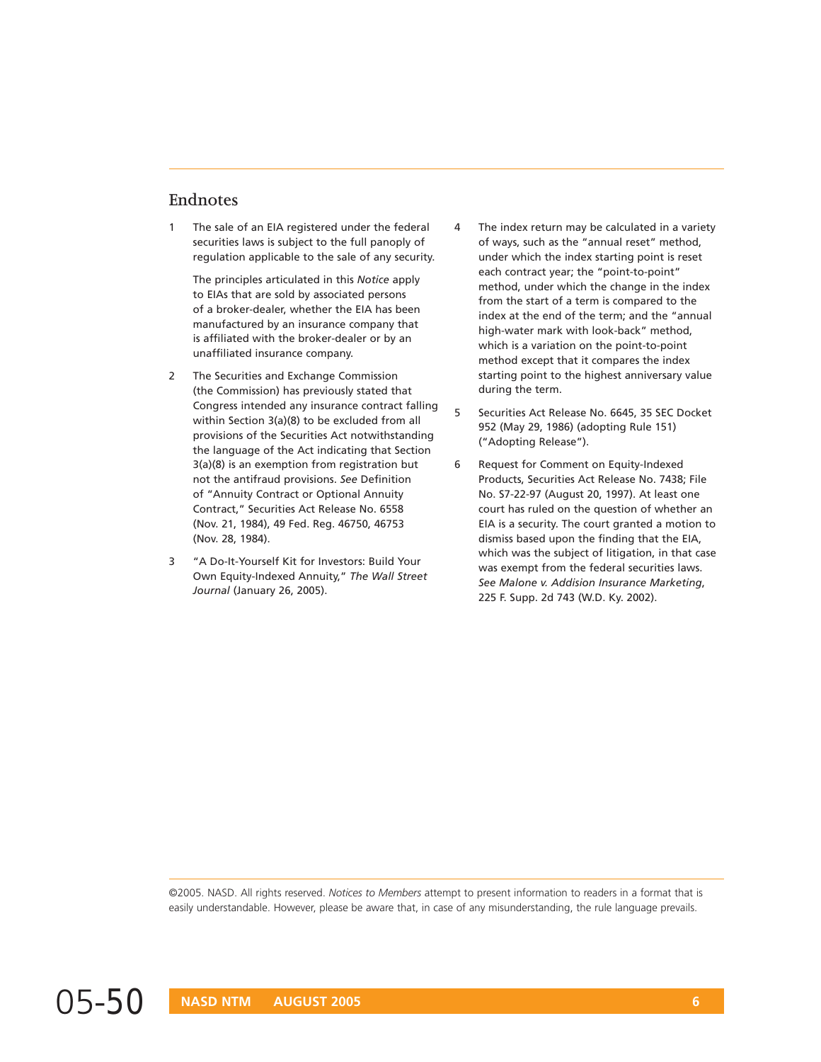## Endnotes

1. The sale of an EIA registered under the federal securities laws is subject to the full panoply of regulation applicable to the sale of any security.

   The principles articulated in this *Notice* apply to EIAs that are sold by associated persons of a broker-dealer, whether the EIA has been manufactured by an insurance company that is affiliated with the broker-dealer or by an unaffiliated insurance company.

2. The Securities and Exchange Commission (the Commission) has previously stated that Congress intended any insurance contract falling within Section 3(a)(8) to be excluded from all provisions of the Securities Act notwithstanding the language of the Act indicating that Section 3(a)(8) is an exemption from registration but not the antifraud provisions. *See* Definition of "Annuity Contract or Optional Annuity Contract," Securities Act Release No. 6558 (Nov. 21, 1984), 49 Fed. Reg. 46750, 46753 (Nov. 28, 1984).

3. "A Do-It-Yourself Kit for Investors: Build Your Own Equity-Indexed Annuity," *The Wall Street Journal* (January 26, 2005).

4. The index return may be calculated in a variety of ways, such as the "annual reset" method, under which the index starting point is reset each contract year; the "point-to-point" method, under which the change in the index from the start of a term is compared to the index at the end of the term; and the "annual high-water mark with look-back" method, which is a variation on the point-to-point method except that it compares the index starting point to the highest anniversary value during the term.

5. Securities Act Release No. 6645, 35 SEC Docket 952 (May 29, 1986) (adopting Rule 151) ("Adopting Release").

6. Request for Comment on Equity-Indexed Products, Securities Act Release No. 7438; File No. S7-22-97 (August 20, 1997). At least one court has ruled on the question of whether an EIA is a security. The court granted a motion to dismiss based upon the finding that the EIA, which was the subject of litigation, in that case was exempt from the federal securities laws. *See Malone v. Addision Insurance Marketing*, 225 F. Supp. 2d 743 (W.D. Ky. 2002).

©2005. NASD. All rights reserved. *Notices to Members* attempt to present information to readers in a format that is easily understandable. However, please be aware that, in case of any misunderstanding, the rule language prevails.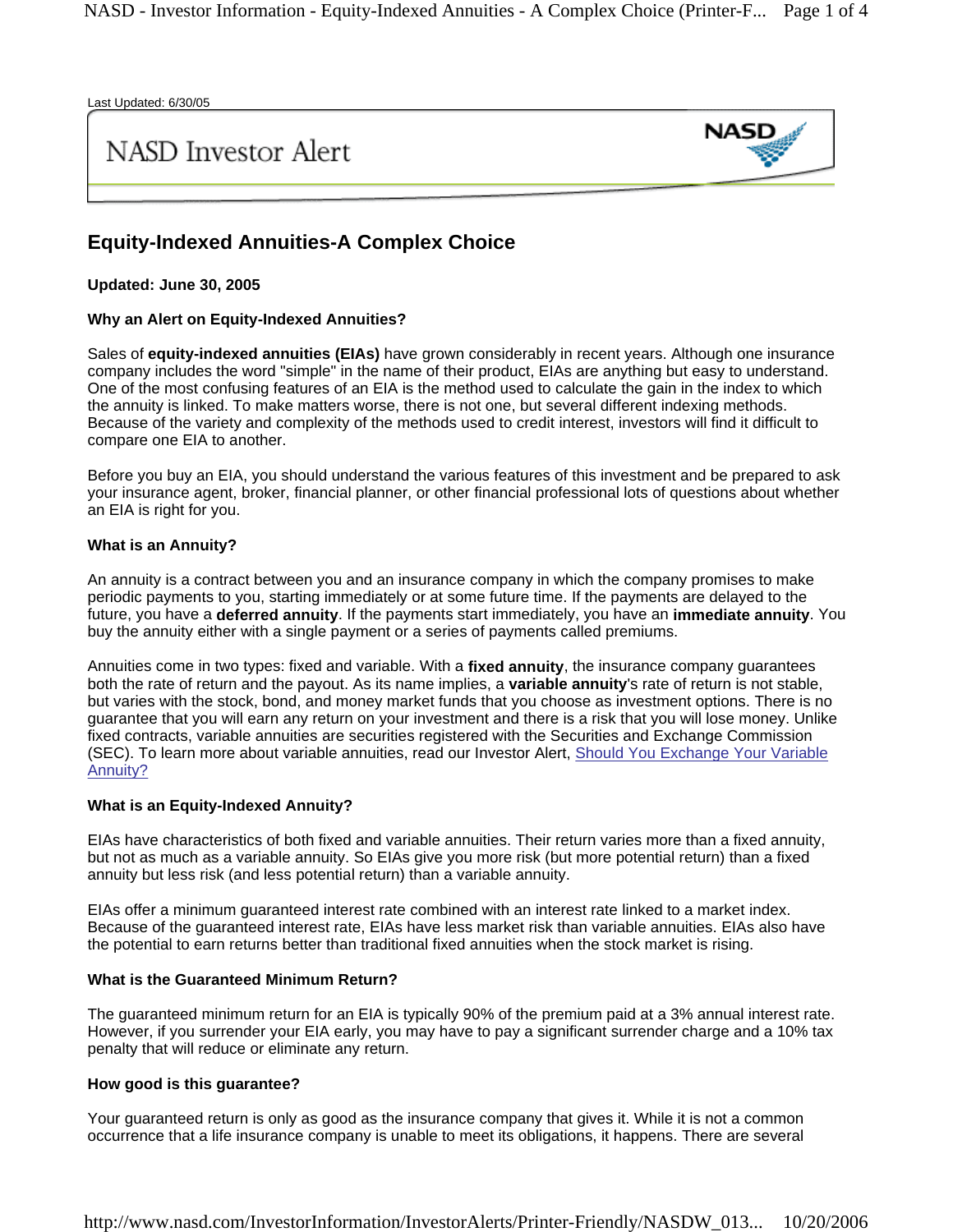Last Updated: 6/30/05

NASD Investor Alert

## Equity-Indexed Annuities-A Complex Choice

**Updated: June 30, 2005**

**Why an Alert on Equity-Indexed Annuities?**

Sales of **equity-indexed annuities (EIAs)** have grown considerably in recent years. Although one insurance company includes the word "simple" in the name of their product, EIAs are anything but easy to understand. One of the most confusing features of an EIA is the method used to calculate the gain in the index to which the annuity is linked. To make matters worse, there is not one, but several different indexing methods. Because of the variety and complexity of the methods used to credit interest, investors will find it difficult to compare one EIA to another.

Before you buy an EIA, you should understand the various features of this investment and be prepared to ask your insurance agent, broker, financial planner, or other financial professional lots of questions about whether an EIA is right for you.

**What is an Annuity?**

An annuity is a contract between you and an insurance company in which the company promises to make periodic payments to you, starting immediately or at some future time. If the payments are delayed to the future, you have a **deferred annuity**. If the payments start immediately, you have an **immediate annuity**. You buy the annuity either with a single payment or a series of payments called premiums.

Annuities come in two types: fixed and variable. With a **fixed annuity**, the insurance company guarantees both the rate of return and the payout. As its name implies, a **variable annuity**'s rate of return is not stable, but varies with the stock, bond, and money market funds that you choose as investment options. There is no guarantee that you will earn any return on your investment and there is a risk that you will lose money. Unlike fixed contracts, variable annuities are securities registered with the Securities and Exchange Commission (SEC). To learn more about variable annuities, read our Investor Alert, Should You Exchange Your Variable Annuity?

**What is an Equity-Indexed Annuity?**

EIAs have characteristics of both fixed and variable annuities. Their return varies more than a fixed annuity, but not as much as a variable annuity. So EIAs give you more risk (but more potential return) than a fixed annuity but less risk (and less potential return) than a variable annuity.

EIAs offer a minimum guaranteed interest rate combined with an interest rate linked to a market index. Because of the guaranteed interest rate, EIAs have less market risk than variable annuities. EIAs also have the potential to earn returns better than traditional fixed annuities when the stock market is rising.

**What is the Guaranteed Minimum Return?**

The guaranteed minimum return for an EIA is typically 90% of the premium paid at a 3% annual interest rate. However, if you surrender your EIA early, you may have to pay a significant surrender charge and a 10% tax penalty that will reduce or eliminate any return.

**How good is this guarantee?**

Your guaranteed return is only as good as the insurance company that gives it. While it is not a common occurrence that a life insurance company is unable to meet its obligations, it happens. There are several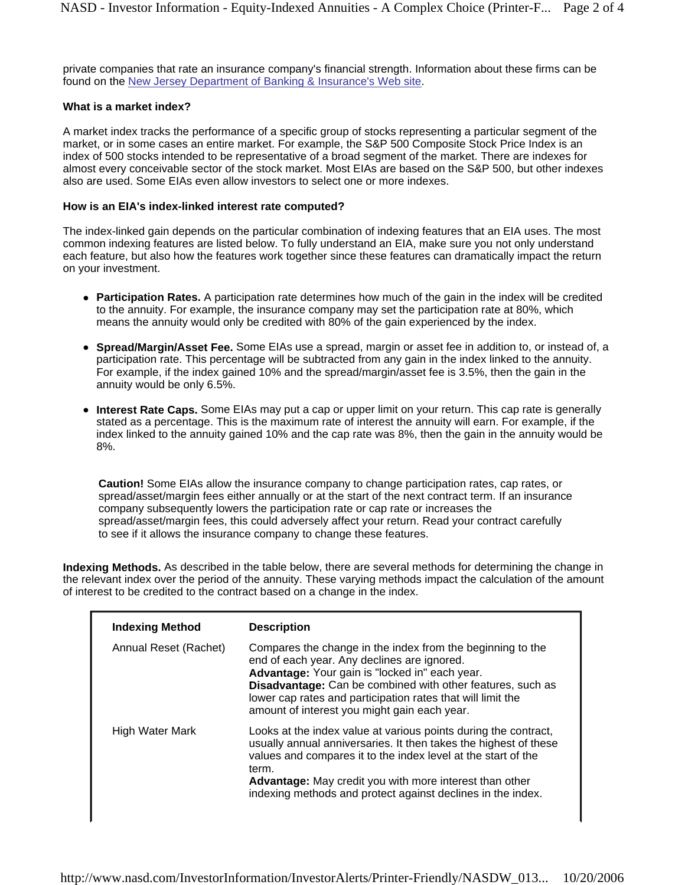private companies that rate an insurance company's financial strength. Information about these firms can be found on the New Jersey Department of Banking & Insurance's Web site.

**What is a market index?**

A market index tracks the performance of a specific group of stocks representing a particular segment of the market, or in some cases an entire market. For example, the S&P 500 Composite Stock Price Index is an index of 500 stocks intended to be representative of a broad segment of the market. There are indexes for almost every conceivable sector of the stock market. Most EIAs are based on the S&P 500, but other indexes also are used. Some EIAs even allow investors to select one or more indexes.

**How is an EIA's index-linked interest rate computed?**

The index-linked gain depends on the particular combination of indexing features that an EIA uses. The most common indexing features are listed below. To fully understand an EIA, make sure you not only understand each feature, but also how the features work together since these features can dramatically impact the return on your investment.

- **Participation Rates.** A participation rate determines how much of the gain in the index will be credited to the annuity. For example, the insurance company may set the participation rate at 80%, which means the annuity would only be credited with 80% of the gain experienced by the index.
- **Spread/Margin/Asset Fee.** Some EIAs use a spread, margin or asset fee in addition to, or instead of, a participation rate. This percentage will be subtracted from any gain in the index linked to the annuity. For example, if the index gained 10% and the spread/margin/asset fee is 3.5%, then the gain in the annuity would be only 6.5%.
- **Interest Rate Caps.** Some EIAs may put a cap or upper limit on your return. This cap rate is generally stated as a percentage. This is the maximum rate of interest the annuity will earn. For example, if the index linked to the annuity gained 10% and the cap rate was 8%, then the gain in the annuity would be 8%.

**Caution!** Some EIAs allow the insurance company to change participation rates, cap rates, or spread/asset/margin fees either annually or at the start of the next contract term. If an insurance company subsequently lowers the participation rate or cap rate or increases the spread/asset/margin fees, this could adversely affect your return. Read your contract carefully to see if it allows the insurance company to change these features.

**Indexing Methods.** As described in the table below, there are several methods for determining the change in the relevant index over the period of the annuity. These varying methods impact the calculation of the amount of interest to be credited to the contract based on a change in the index.

| Indexing Method | Description |
|---|---|
| Annual Reset (Rachet) | Compares the change in the index from the beginning to the end of each year. Any declines are ignored. **Advantage:** Your gain is "locked in" each year. **Disadvantage:** Can be combined with other features, such as lower cap rates and participation rates that will limit the amount of interest you might gain each year. |
| High Water Mark | Looks at the index value at various points during the contract, usually annual anniversaries. It then takes the highest of these values and compares it to the index level at the start of the term. **Advantage:** May credit you with more interest than other indexing methods and protect against declines in the index. |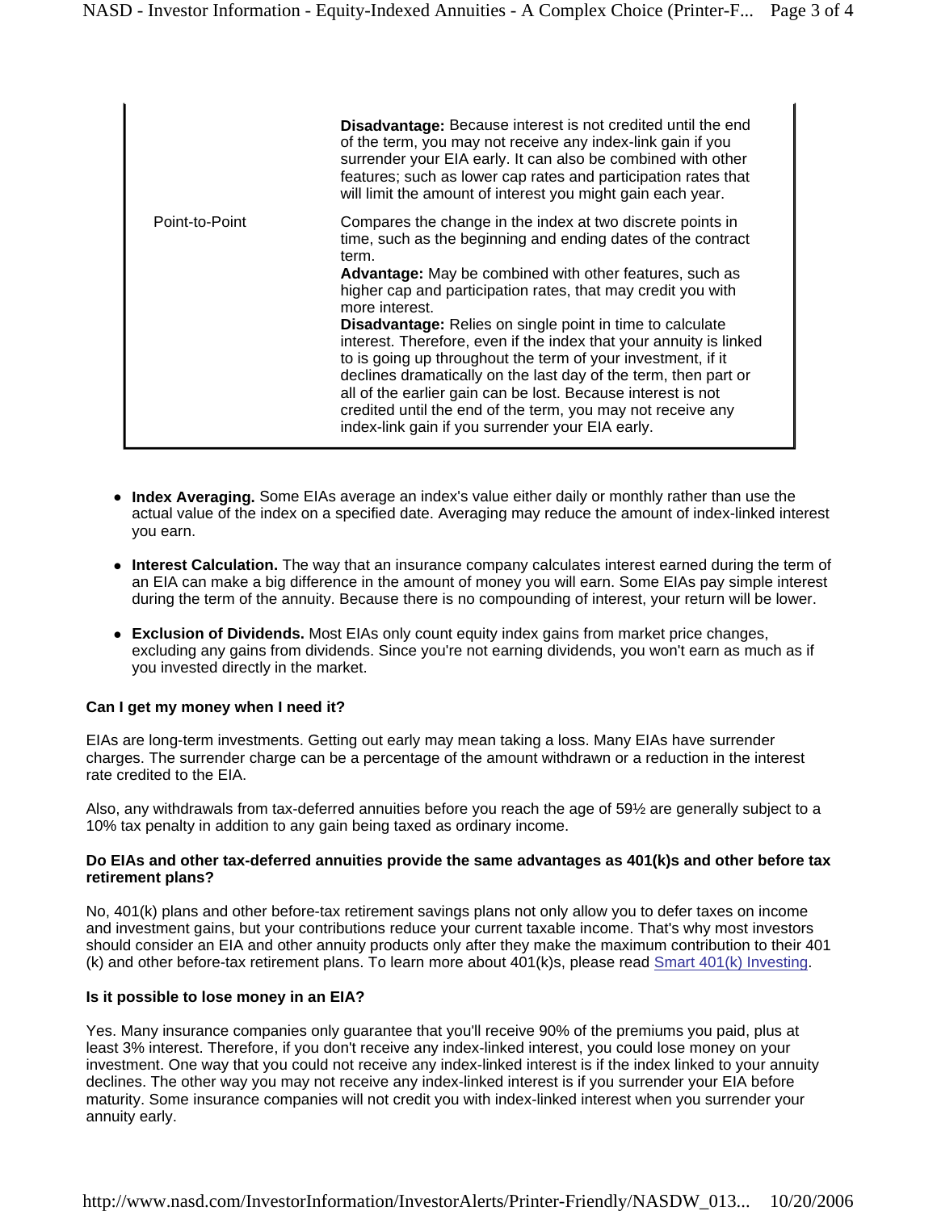| | |
|---|---|
| | **Disadvantage:** Because interest is not credited until the end of the term, you may not receive any index-link gain if you surrender your EIA early. It can also be combined with other features; such as lower cap rates and participation rates that will limit the amount of interest you might gain each year. |
| Point-to-Point | Compares the change in the index at two discrete points in time, such as the beginning and ending dates of the contract term.<br>**Advantage:** May be combined with other features, such as higher cap and participation rates, that may credit you with more interest.<br>**Disadvantage:** Relies on single point in time to calculate interest. Therefore, even if the index that your annuity is linked to is going up throughout the term of your investment, if it declines dramatically on the last day of the term, then part or all of the earlier gain can be lost. Because interest is not credited until the end of the term, you may not receive any index-link gain if you surrender your EIA early. |

- **Index Averaging.** Some EIAs average an index's value either daily or monthly rather than use the actual value of the index on a specified date. Averaging may reduce the amount of index-linked interest you earn.
- **Interest Calculation.** The way that an insurance company calculates interest earned during the term of an EIA can make a big difference in the amount of money you will earn. Some EIAs pay simple interest during the term of the annuity. Because there is no compounding of interest, your return will be lower.
- **Exclusion of Dividends.** Most EIAs only count equity index gains from market price changes, excluding any gains from dividends. Since you're not earning dividends, you won't earn as much as if you invested directly in the market.

**Can I get my money when I need it?**

EIAs are long-term investments. Getting out early may mean taking a loss. Many EIAs have surrender charges. The surrender charge can be a percentage of the amount withdrawn or a reduction in the interest rate credited to the EIA.

Also, any withdrawals from tax-deferred annuities before you reach the age of 59½ are generally subject to a 10% tax penalty in addition to any gain being taxed as ordinary income.

**Do EIAs and other tax-deferred annuities provide the same advantages as 401(k)s and other before tax retirement plans?**

No, 401(k) plans and other before-tax retirement savings plans not only allow you to defer taxes on income and investment gains, but your contributions reduce your current taxable income. That's why most investors should consider an EIA and other annuity products only after they make the maximum contribution to their 401 (k) and other before-tax retirement plans. To learn more about 401(k)s, please read Smart 401(k) Investing.

**Is it possible to lose money in an EIA?**

Yes. Many insurance companies only guarantee that you'll receive 90% of the premiums you paid, plus at least 3% interest. Therefore, if you don't receive any index-linked interest, you could lose money on your investment. One way that you could not receive any index-linked interest is if the index linked to your annuity declines. The other way you may not receive any index-linked interest is if you surrender your EIA before maturity. Some insurance companies will not credit you with index-linked interest when you surrender your annuity early.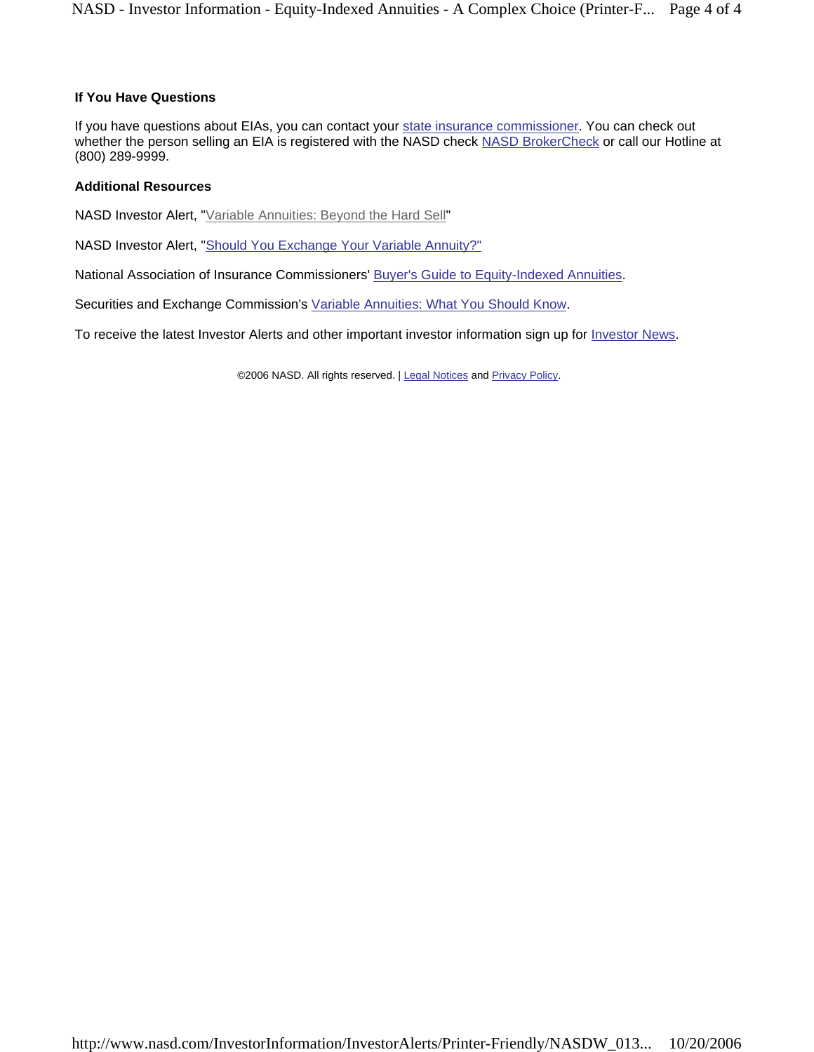### If You Have Questions

If you have questions about EIAs, you can contact your state insurance commissioner. You can check out whether the person selling an EIA is registered with the NASD check NASD BrokerCheck or call our Hotline at (800) 289-9999.

### Additional Resources

NASD Investor Alert, "Variable Annuities: Beyond the Hard Sell"

NASD Investor Alert, "Should You Exchange Your Variable Annuity?"

National Association of Insurance Commissioners' Buyer's Guide to Equity-Indexed Annuities.

Securities and Exchange Commission's Variable Annuities: What You Should Know.

To receive the latest Investor Alerts and other important investor information sign up for Investor News.

©2006 NASD. All rights reserved. | Legal Notices and Privacy Policy.